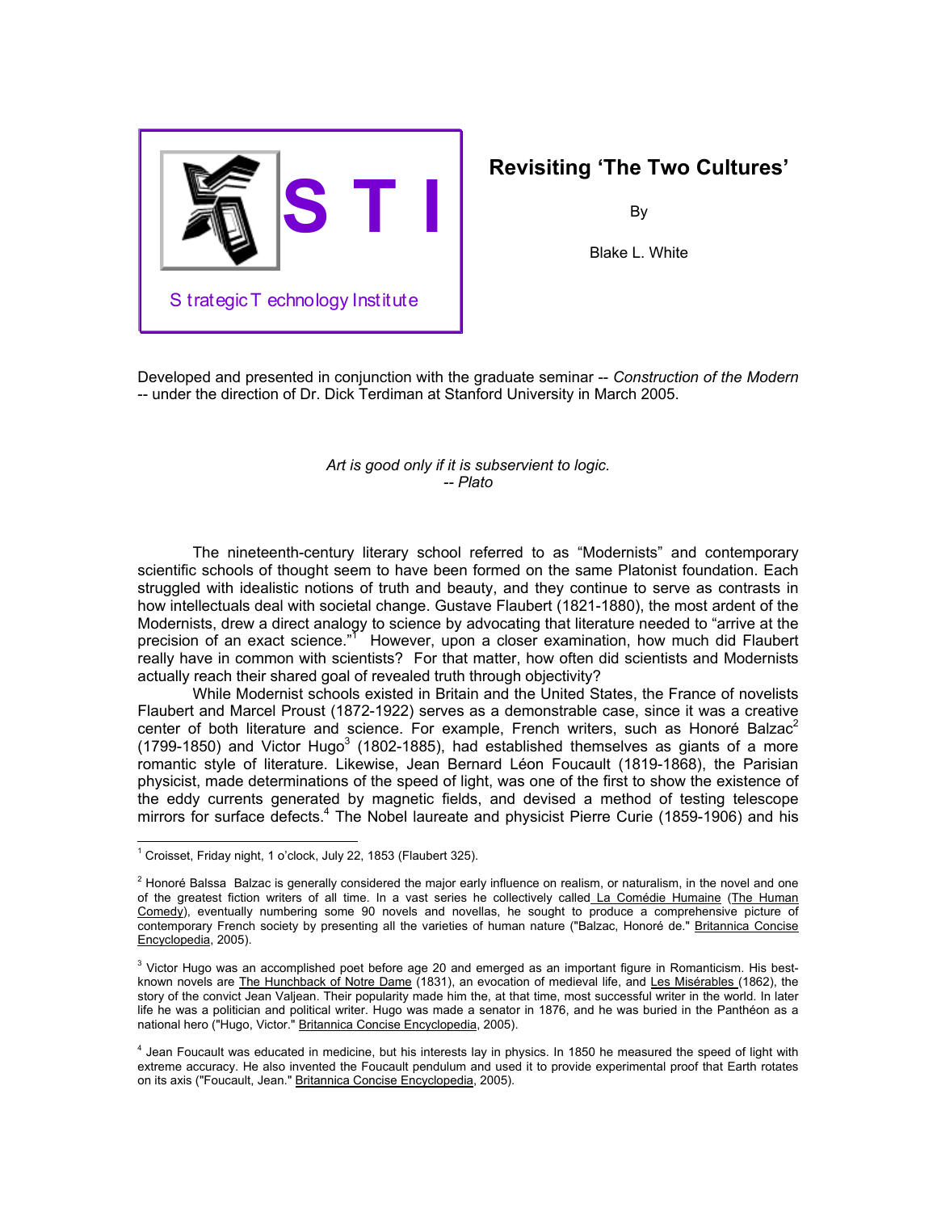S T I

Strategic Technology Institute

# Revisiting 'The Two Cultures'

By

Blake L. White

Developed and presented in conjunction with the graduate seminar -- *Construction of the Modern* -- under the direction of Dr. Dick Terdiman at Stanford University in March 2005.

*Art is good only if it is subservient to logic.*
*-- Plato*

The nineteenth-century literary school referred to as "Modernists" and contemporary scientific schools of thought seem to have been formed on the same Platonist foundation. Each struggled with idealistic notions of truth and beauty, and they continue to serve as contrasts in how intellectuals deal with societal change. Gustave Flaubert (1821-1880), the most ardent of the Modernists, drew a direct analogy to science by advocating that literature needed to "arrive at the precision of an exact science."[1] However, upon a closer examination, how much did Flaubert really have in common with scientists? For that matter, how often did scientists and Modernists actually reach their shared goal of revealed truth through objectivity?

While Modernist schools existed in Britain and the United States, the France of novelists Flaubert and Marcel Proust (1872-1922) serves as a demonstrable case, since it was a creative center of both literature and science. For example, French writers, such as Honoré Balzac[2] (1799-1850) and Victor Hugo[3] (1802-1885), had established themselves as giants of a more romantic style of literature. Likewise, Jean Bernard Léon Foucault (1819-1868), the Parisian physicist, made determinations of the speed of light, was one of the first to show the existence of the eddy currents generated by magnetic fields, and devised a method of testing telescope mirrors for surface defects.[4] The Nobel laureate and physicist Pierre Curie (1859-1906) and his

---

[1] Croisset, Friday night, 1 o'clock, July 22, 1853 (Flaubert 325).

[2] Honoré Balssa Balzac is generally considered the major early influence on realism, or naturalism, in the novel and one of the greatest fiction writers of all time. In a vast series he collectively called La Comédie Humaine (The Human Comedy), eventually numbering some 90 novels and novellas, he sought to produce a comprehensive picture of contemporary French society by presenting all the varieties of human nature ("Balzac, Honoré de." Britannica Concise Encyclopedia, 2005).

[3] Victor Hugo was an accomplished poet before age 20 and emerged as an important figure in Romanticism. His best-known novels are The Hunchback of Notre Dame (1831), an evocation of medieval life, and Les Misérables (1862), the story of the convict Jean Valjean. Their popularity made him the, at that time, most successful writer in the world. In later life he was a politician and political writer. Hugo was made a senator in 1876, and he was buried in the Panthéon as a national hero ("Hugo, Victor." Britannica Concise Encyclopedia, 2005).

[4] Jean Foucault was educated in medicine, but his interests lay in physics. In 1850 he measured the speed of light with extreme accuracy. He also invented the Foucault pendulum and used it to provide experimental proof that Earth rotates on its axis ("Foucault, Jean." Britannica Concise Encyclopedia, 2005).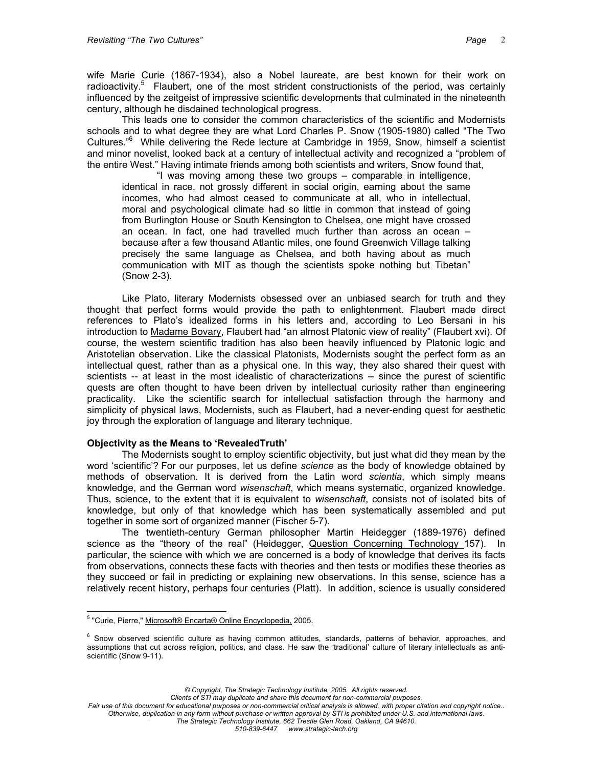wife Marie Curie (1867-1934), also a Nobel laureate, are best known for their work on radioactivity.[5] Flaubert, one of the most strident constructionists of the period, was certainly influenced by the zeitgeist of impressive scientific developments that culminated in the nineteenth century, although he disdained technological progress.

This leads one to consider the common characteristics of the scientific and Modernists schools and to what degree they are what Lord Charles P. Snow (1905-1980) called "The Two Cultures."[6] While delivering the Rede lecture at Cambridge in 1959, Snow, himself a scientist and minor novelist, looked back at a century of intellectual activity and recognized a "problem of the entire West." Having intimate friends among both scientists and writers, Snow found that,

> "I was moving among these two groups – comparable in intelligence, identical in race, not grossly different in social origin, earning about the same incomes, who had almost ceased to communicate at all, who in intellectual, moral and psychological climate had so little in common that instead of going from Burlington House or South Kensington to Chelsea, one might have crossed an ocean. In fact, one had travelled much further than across an ocean – because after a few thousand Atlantic miles, one found Greenwich Village talking precisely the same language as Chelsea, and both having about as much communication with MIT as though the scientists spoke nothing but Tibetan" (Snow 2-3).

Like Plato, literary Modernists obsessed over an unbiased search for truth and they thought that perfect forms would provide the path to enlightenment. Flaubert made direct references to Plato's idealized forms in his letters and, according to Leo Bersani in his introduction to Madame Bovary, Flaubert had "an almost Platonic view of reality" (Flaubert xvi). Of course, the western scientific tradition has also been heavily influenced by Platonic logic and Aristotelian observation. Like the classical Platonists, Modernists sought the perfect form as an intellectual quest, rather than as a physical one. In this way, they also shared their quest with scientists -- at least in the most idealistic of characterizations -- since the purest of scientific quests are often thought to have been driven by intellectual curiosity rather than engineering practicality. Like the scientific search for intellectual satisfaction through the harmony and simplicity of physical laws, Modernists, such as Flaubert, had a never-ending quest for aesthetic joy through the exploration of language and literary technique.

**Objectivity as the Means to 'RevealedTruth'**

The Modernists sought to employ scientific objectivity, but just what did they mean by the word 'scientific'? For our purposes, let us define *science* as the body of knowledge obtained by methods of observation. It is derived from the Latin word *scientia*, which simply means knowledge, and the German word *wisenschaft*, which means systematic, organized knowledge. Thus, science, to the extent that it is equivalent to *wisenschaft*, consists not of isolated bits of knowledge, but only of that knowledge which has been systematically assembled and put together in some sort of organized manner (Fischer 5-7).

The twentieth-century German philosopher Martin Heidegger (1889-1976) defined science as the "theory of the real" (Heidegger, Question Concerning Technology 157). In particular, the science with which we are concerned is a body of knowledge that derives its facts from observations, connects these facts with theories and then tests or modifies these theories as they succeed or fail in predicting or explaining new observations. In this sense, science has a relatively recent history, perhaps four centuries (Platt). In addition, science is usually considered

---

[5] "Curie, Pierre," Microsoft® Encarta® Online Encyclopedia, 2005.

[6] Snow observed scientific culture as having common attitudes, standards, patterns of behavior, approaches, and assumptions that cut across religion, politics, and class. He saw the 'traditional' culture of literary intellectuals as anti-scientific (Snow 9-11).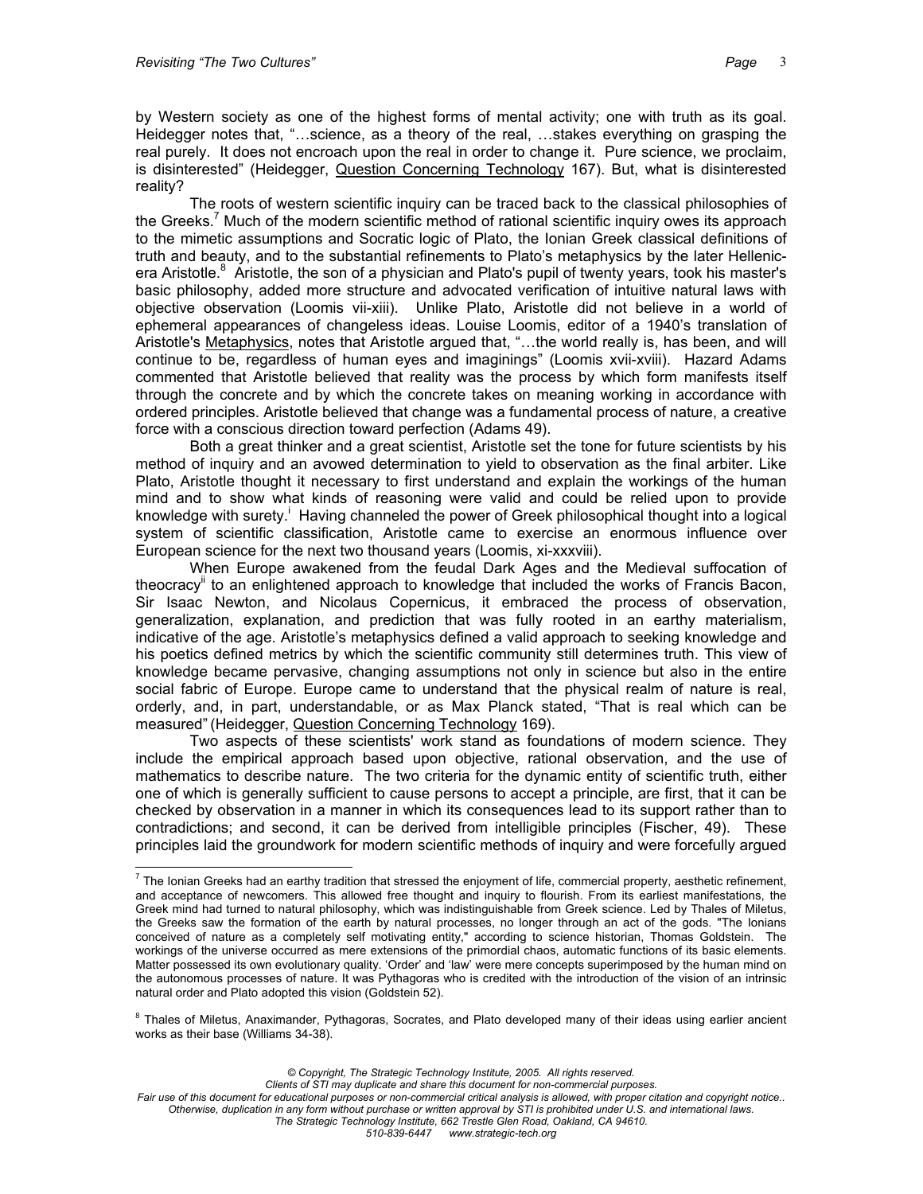by Western society as one of the highest forms of mental activity; one with truth as its goal. Heidegger notes that, "…science, as a theory of the real, …stakes everything on grasping the real purely. It does not encroach upon the real in order to change it. Pure science, we proclaim, is disinterested" (Heidegger, Question Concerning Technology 167). But, what is disinterested reality?

The roots of western scientific inquiry can be traced back to the classical philosophies of the Greeks.[7] Much of the modern scientific method of rational scientific inquiry owes its approach to the mimetic assumptions and Socratic logic of Plato, the Ionian Greek classical definitions of truth and beauty, and to the substantial refinements to Plato's metaphysics by the later Hellenic-era Aristotle.[8] Aristotle, the son of a physician and Plato's pupil of twenty years, took his master's basic philosophy, added more structure and advocated verification of intuitive natural laws with objective observation (Loomis vii-xiii). Unlike Plato, Aristotle did not believe in a world of ephemeral appearances of changeless ideas. Louise Loomis, editor of a 1940's translation of Aristotle's Metaphysics, notes that Aristotle argued that, "…the world really is, has been, and will continue to be, regardless of human eyes and imaginings" (Loomis xvii-xviii). Hazard Adams commented that Aristotle believed that reality was the process by which form manifests itself through the concrete and by which the concrete takes on meaning working in accordance with ordered principles. Aristotle believed that change was a fundamental process of nature, a creative force with a conscious direction toward perfection (Adams 49).

Both a great thinker and a great scientist, Aristotle set the tone for future scientists by his method of inquiry and an avowed determination to yield to observation as the final arbiter. Like Plato, Aristotle thought it necessary to first understand and explain the workings of the human mind and to show what kinds of reasoning were valid and could be relied upon to provide knowledge with surety.[i] Having channeled the power of Greek philosophical thought into a logical system of scientific classification, Aristotle came to exercise an enormous influence over European science for the next two thousand years (Loomis, xi-xxxviii).

When Europe awakened from the feudal Dark Ages and the Medieval suffocation of theocracy[ii] to an enlightened approach to knowledge that included the works of Francis Bacon, Sir Isaac Newton, and Nicolaus Copernicus, it embraced the process of observation, generalization, explanation, and prediction that was fully rooted in an earthy materialism, indicative of the age. Aristotle's metaphysics defined a valid approach to seeking knowledge and his poetics defined metrics by which the scientific community still determines truth. This view of knowledge became pervasive, changing assumptions not only in science but also in the entire social fabric of Europe. Europe came to understand that the physical realm of nature is real, orderly, and, in part, understandable, or as Max Planck stated, "That is real which can be measured" (Heidegger, Question Concerning Technology 169).

Two aspects of these scientists' work stand as foundations of modern science. They include the empirical approach based upon objective, rational observation, and the use of mathematics to describe nature. The two criteria for the dynamic entity of scientific truth, either one of which is generally sufficient to cause persons to accept a principle, are first, that it can be checked by observation in a manner in which its consequences lead to its support rather than to contradictions; and second, it can be derived from intelligible principles (Fischer, 49). These principles laid the groundwork for modern scientific methods of inquiry and were forcefully argued

---

[7] The Ionian Greeks had an earthy tradition that stressed the enjoyment of life, commercial property, aesthetic refinement, and acceptance of newcomers. This allowed free thought and inquiry to flourish. From its earliest manifestations, the Greek mind had turned to natural philosophy, which was indistinguishable from Greek science. Led by Thales of Miletus, the Greeks saw the formation of the earth by natural processes, no longer through an act of the gods. "The Ionians conceived of nature as a completely self motivating entity," according to science historian, Thomas Goldstein. The workings of the universe occurred as mere extensions of the primordial chaos, automatic functions of its basic elements. Matter possessed its own evolutionary quality. 'Order' and 'law' were mere concepts superimposed by the human mind on the autonomous processes of nature. It was Pythagoras who is credited with the introduction of the vision of an intrinsic natural order and Plato adopted this vision (Goldstein 52).

[8] Thales of Miletus, Anaximander, Pythagoras, Socrates, and Plato developed many of their ideas using earlier ancient works as their base (Williams 34-38).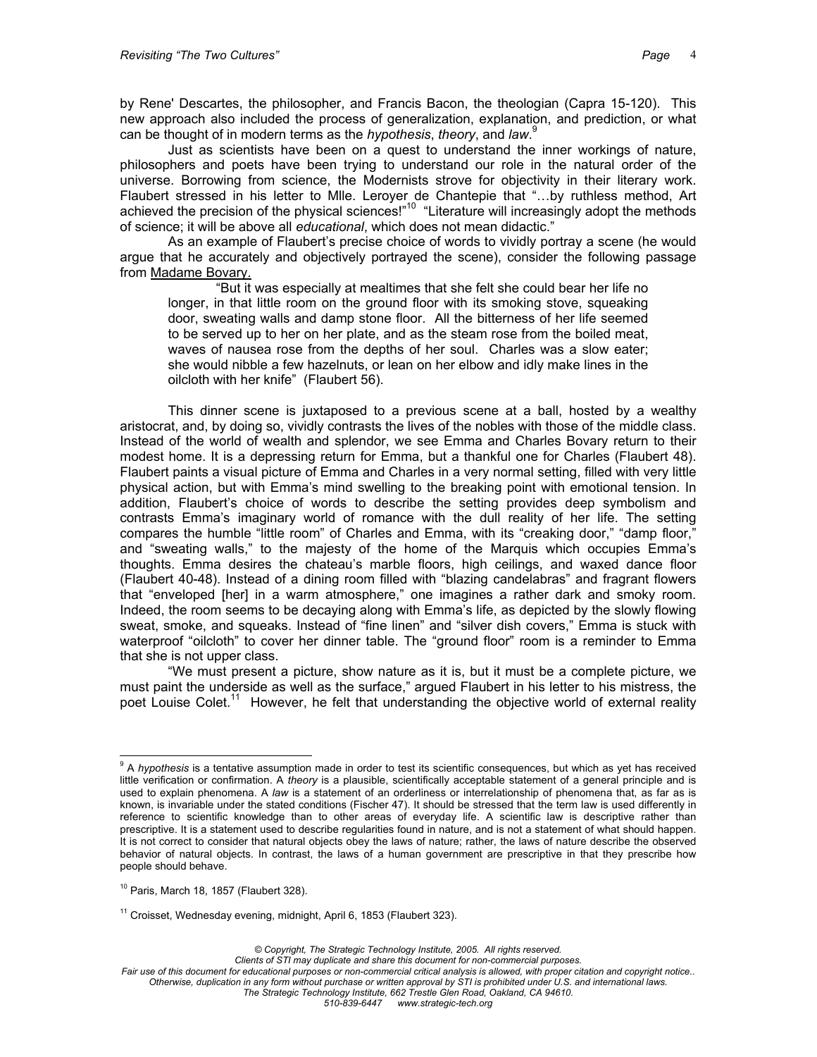by Rene' Descartes, the philosopher, and Francis Bacon, the theologian (Capra 15-120). This new approach also included the process of generalization, explanation, and prediction, or what can be thought of in modern terms as the *hypothesis*, *theory*, and *law*.[9]

Just as scientists have been on a quest to understand the inner workings of nature, philosophers and poets have been trying to understand our role in the natural order of the universe. Borrowing from science, the Modernists strove for objectivity in their literary work. Flaubert stressed in his letter to Mlle. Leroyer de Chantepie that "…by ruthless method, Art achieved the precision of the physical sciences!"[10] "Literature will increasingly adopt the methods of science; it will be above all *educational*, which does not mean didactic."

As an example of Flaubert's precise choice of words to vividly portray a scene (he would argue that he accurately and objectively portrayed the scene), consider the following passage from Madame Bovary.

> "But it was especially at mealtimes that she felt she could bear her life no longer, in that little room on the ground floor with its smoking stove, squeaking door, sweating walls and damp stone floor. All the bitterness of her life seemed to be served up to her on her plate, and as the steam rose from the boiled meat, waves of nausea rose from the depths of her soul. Charles was a slow eater; she would nibble a few hazelnuts, or lean on her elbow and idly make lines in the oilcloth with her knife" (Flaubert 56).

This dinner scene is juxtaposed to a previous scene at a ball, hosted by a wealthy aristocrat, and, by doing so, vividly contrasts the lives of the nobles with those of the middle class. Instead of the world of wealth and splendor, we see Emma and Charles Bovary return to their modest home. It is a depressing return for Emma, but a thankful one for Charles (Flaubert 48). Flaubert paints a visual picture of Emma and Charles in a very normal setting, filled with very little physical action, but with Emma's mind swelling to the breaking point with emotional tension. In addition, Flaubert's choice of words to describe the setting provides deep symbolism and contrasts Emma's imaginary world of romance with the dull reality of her life. The setting compares the humble "little room" of Charles and Emma, with its "creaking door," "damp floor," and "sweating walls," to the majesty of the home of the Marquis which occupies Emma's thoughts. Emma desires the chateau's marble floors, high ceilings, and waxed dance floor (Flaubert 40-48). Instead of a dining room filled with "blazing candelabras" and fragrant flowers that "enveloped [her] in a warm atmosphere," one imagines a rather dark and smoky room. Indeed, the room seems to be decaying along with Emma's life, as depicted by the slowly flowing sweat, smoke, and squeaks. Instead of "fine linen" and "silver dish covers," Emma is stuck with waterproof "oilcloth" to cover her dinner table. The "ground floor" room is a reminder to Emma that she is not upper class.

"We must present a picture, show nature as it is, but it must be a complete picture, we must paint the underside as well as the surface," argued Flaubert in his letter to his mistress, the poet Louise Colet.[11] However, he felt that understanding the objective world of external reality

---

[9] A *hypothesis* is a tentative assumption made in order to test its scientific consequences, but which as yet has received little verification or confirmation. A *theory* is a plausible, scientifically acceptable statement of a general principle and is used to explain phenomena. A *law* is a statement of an orderliness or interrelationship of phenomena that, as far as is known, is invariable under the stated conditions (Fischer 47). It should be stressed that the term law is used differently in reference to scientific knowledge than to other areas of everyday life. A scientific law is descriptive rather than prescriptive. It is a statement used to describe regularities found in nature, and is not a statement of what should happen. It is not correct to consider that natural objects obey the laws of nature; rather, the laws of nature describe the observed behavior of natural objects. In contrast, the laws of a human government are prescriptive in that they prescribe how people should behave.

[10] Paris, March 18, 1857 (Flaubert 328).

[11] Croisset, Wednesday evening, midnight, April 6, 1853 (Flaubert 323).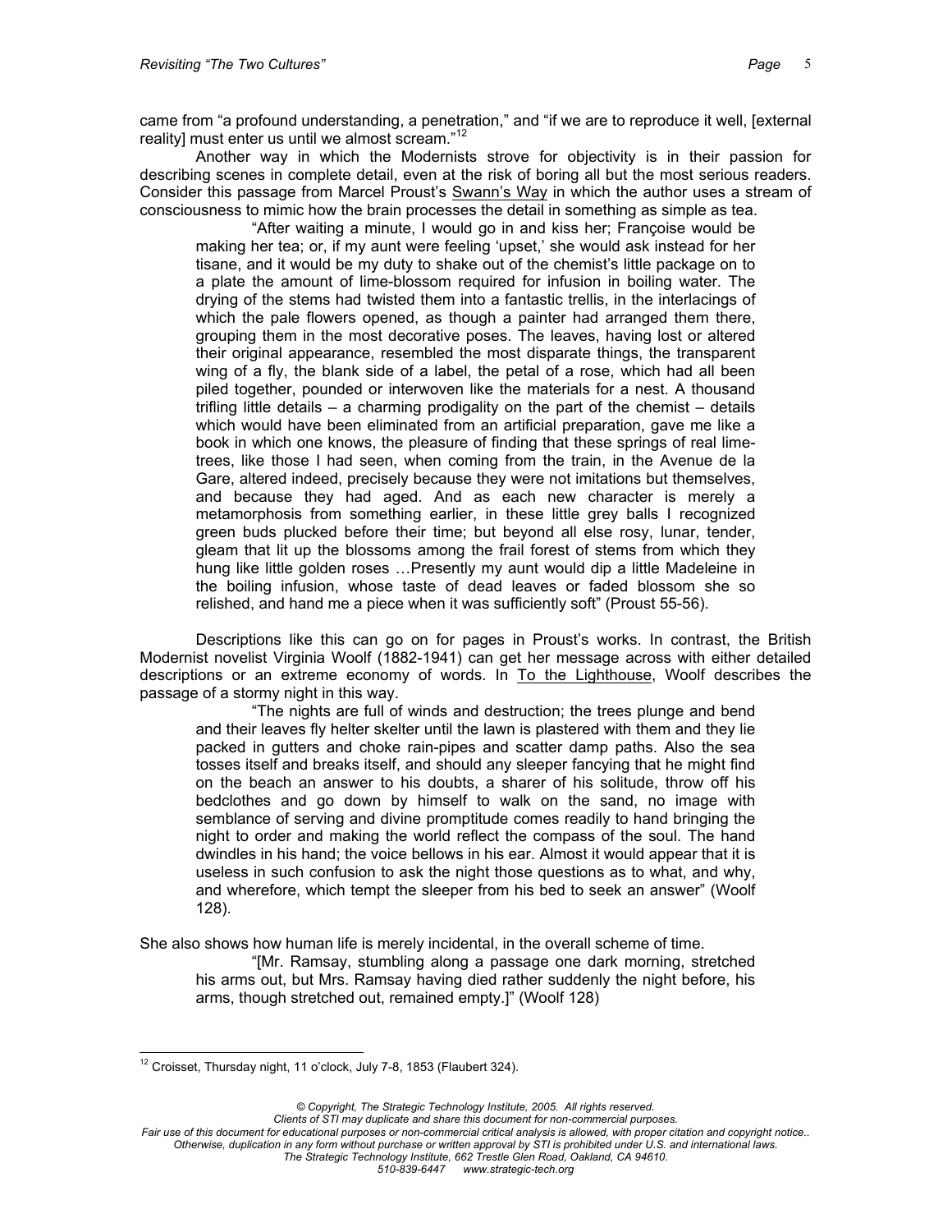came from "a profound understanding, a penetration," and "if we are to reproduce it well, [external reality] must enter us until we almost scream."[12]

Another way in which the Modernists strove for objectivity is in their passion for describing scenes in complete detail, even at the risk of boring all but the most serious readers. Consider this passage from Marcel Proust's Swann's Way in which the author uses a stream of consciousness to mimic how the brain processes the detail in something as simple as tea.

> "After waiting a minute, I would go in and kiss her; Françoise would be making her tea; or, if my aunt were feeling 'upset,' she would ask instead for her tisane, and it would be my duty to shake out of the chemist's little package on to a plate the amount of lime-blossom required for infusion in boiling water. The drying of the stems had twisted them into a fantastic trellis, in the interlacings of which the pale flowers opened, as though a painter had arranged them there, grouping them in the most decorative poses. The leaves, having lost or altered their original appearance, resembled the most disparate things, the transparent wing of a fly, the blank side of a label, the petal of a rose, which had all been piled together, pounded or interwoven like the materials for a nest. A thousand trifling little details – a charming prodigality on the part of the chemist – details which would have been eliminated from an artificial preparation, gave me like a book in which one knows, the pleasure of finding that these springs of real lime-trees, like those I had seen, when coming from the train, in the Avenue de la Gare, altered indeed, precisely because they were not imitations but themselves, and because they had aged. And as each new character is merely a metamorphosis from something earlier, in these little grey balls I recognized green buds plucked before their time; but beyond all else rosy, lunar, tender, gleam that lit up the blossoms among the frail forest of stems from which they hung like little golden roses …Presently my aunt would dip a little Madeleine in the boiling infusion, whose taste of dead leaves or faded blossom she so relished, and hand me a piece when it was sufficiently soft" (Proust 55-56).

Descriptions like this can go on for pages in Proust's works. In contrast, the British Modernist novelist Virginia Woolf (1882-1941) can get her message across with either detailed descriptions or an extreme economy of words. In To the Lighthouse, Woolf describes the passage of a stormy night in this way.

> "The nights are full of winds and destruction; the trees plunge and bend and their leaves fly helter skelter until the lawn is plastered with them and they lie packed in gutters and choke rain-pipes and scatter damp paths. Also the sea tosses itself and breaks itself, and should any sleeper fancying that he might find on the beach an answer to his doubts, a sharer of his solitude, throw off his bedclothes and go down by himself to walk on the sand, no image with semblance of serving and divine promptitude comes readily to hand bringing the night to order and making the world reflect the compass of the soul. The hand dwindles in his hand; the voice bellows in his ear. Almost it would appear that it is useless in such confusion to ask the night those questions as to what, and why, and wherefore, which tempt the sleeper from his bed to seek an answer" (Woolf 128).

She also shows how human life is merely incidental, in the overall scheme of time.

> "[Mr. Ramsay, stumbling along a passage one dark morning, stretched his arms out, but Mrs. Ramsay having died rather suddenly the night before, his arms, though stretched out, remained empty.]" (Woolf 128)

---

[12] Croisset, Thursday night, 11 o'clock, July 7-8, 1853 (Flaubert 324).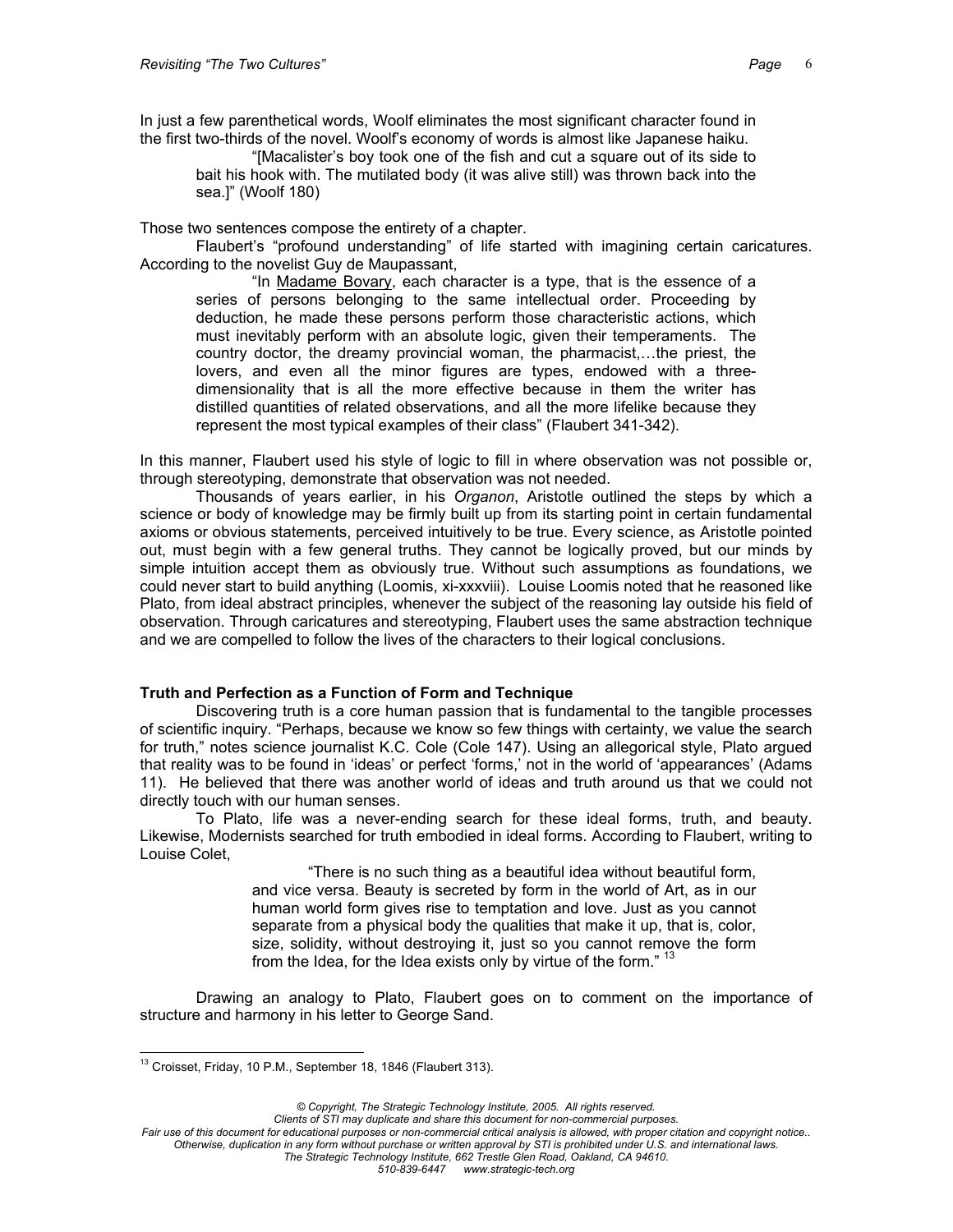In just a few parenthetical words, Woolf eliminates the most significant character found in the first two-thirds of the novel. Woolf's economy of words is almost like Japanese haiku.

> "[Macalister's boy took one of the fish and cut a square out of its side to bait his hook with. The mutilated body (it was alive still) was thrown back into the sea.]" (Woolf 180)

Those two sentences compose the entirety of a chapter.

Flaubert's "profound understanding" of life started with imagining certain caricatures. According to the novelist Guy de Maupassant,

> "In Madame Bovary, each character is a type, that is the essence of a series of persons belonging to the same intellectual order. Proceeding by deduction, he made these persons perform those characteristic actions, which must inevitably perform with an absolute logic, given their temperaments. The country doctor, the dreamy provincial woman, the pharmacist,…the priest, the lovers, and even all the minor figures are types, endowed with a three-dimensionality that is all the more effective because in them the writer has distilled quantities of related observations, and all the more lifelike because they represent the most typical examples of their class" (Flaubert 341-342).

In this manner, Flaubert used his style of logic to fill in where observation was not possible or, through stereotyping, demonstrate that observation was not needed.

Thousands of years earlier, in his *Organon*, Aristotle outlined the steps by which a science or body of knowledge may be firmly built up from its starting point in certain fundamental axioms or obvious statements, perceived intuitively to be true. Every science, as Aristotle pointed out, must begin with a few general truths. They cannot be logically proved, but our minds by simple intuition accept them as obviously true. Without such assumptions as foundations, we could never start to build anything (Loomis, xi-xxxviii). Louise Loomis noted that he reasoned like Plato, from ideal abstract principles, whenever the subject of the reasoning lay outside his field of observation. Through caricatures and stereotyping, Flaubert uses the same abstraction technique and we are compelled to follow the lives of the characters to their logical conclusions.

**Truth and Perfection as a Function of Form and Technique**

Discovering truth is a core human passion that is fundamental to the tangible processes of scientific inquiry. "Perhaps, because we know so few things with certainty, we value the search for truth," notes science journalist K.C. Cole (Cole 147). Using an allegorical style, Plato argued that reality was to be found in 'ideas' or perfect 'forms,' not in the world of 'appearances' (Adams 11). He believed that there was another world of ideas and truth around us that we could not directly touch with our human senses.

To Plato, life was a never-ending search for these ideal forms, truth, and beauty. Likewise, Modernists searched for truth embodied in ideal forms. According to Flaubert, writing to Louise Colet,

> "There is no such thing as a beautiful idea without beautiful form, and vice versa. Beauty is secreted by form in the world of Art, as in our human world form gives rise to temptation and love. Just as you cannot separate from a physical body the qualities that make it up, that is, color, size, solidity, without destroying it, just so you cannot remove the form from the Idea, for the Idea exists only by virtue of the form." [13]

Drawing an analogy to Plato, Flaubert goes on to comment on the importance of structure and harmony in his letter to George Sand.

[13] Croisset, Friday, 10 P.M., September 18, 1846 (Flaubert 313).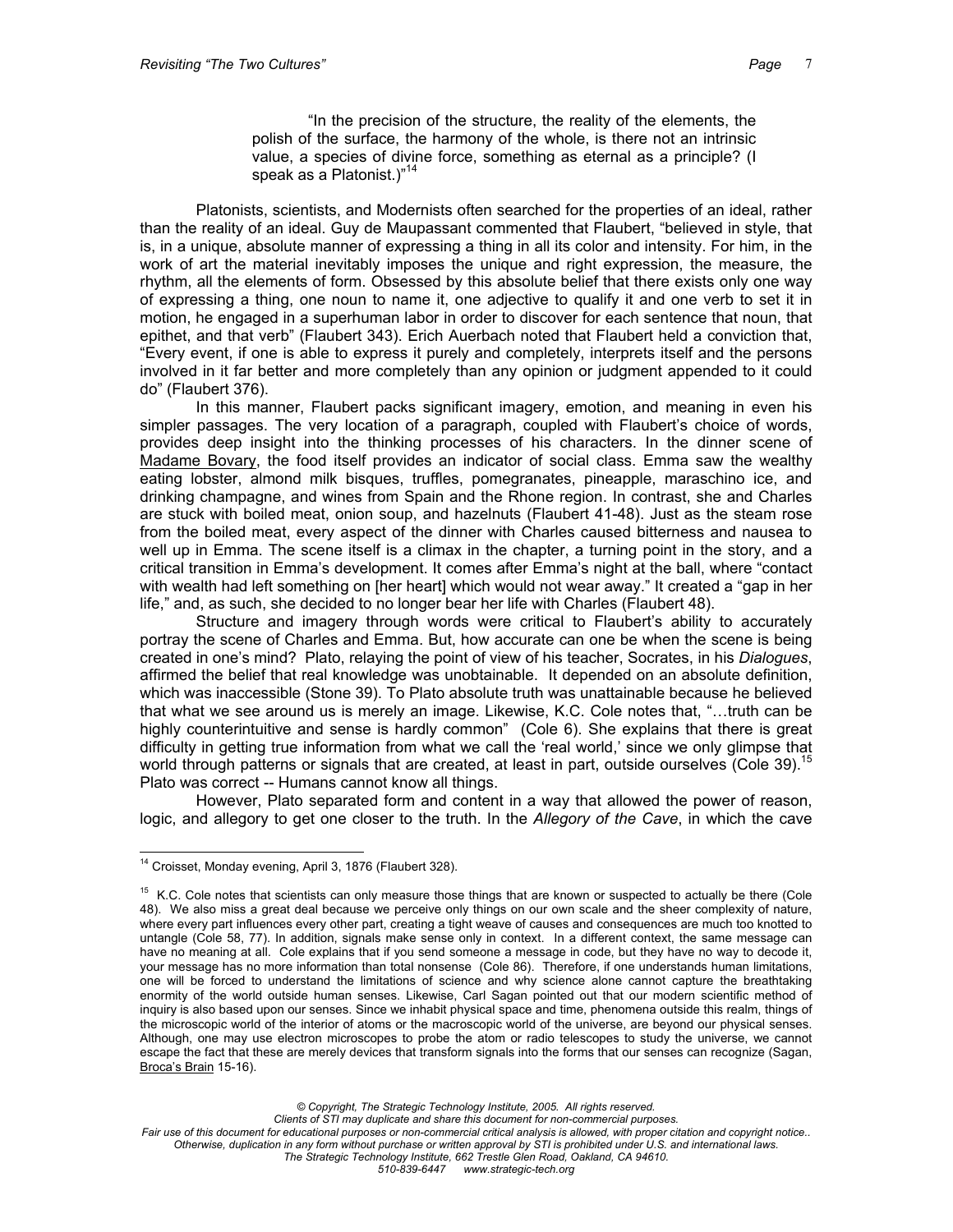> "In the precision of the structure, the reality of the elements, the polish of the surface, the harmony of the whole, is there not an intrinsic value, a species of divine force, something as eternal as a principle? (I speak as a Platonist.)"[14]

Platonists, scientists, and Modernists often searched for the properties of an ideal, rather than the reality of an ideal. Guy de Maupassant commented that Flaubert, "believed in style, that is, in a unique, absolute manner of expressing a thing in all its color and intensity. For him, in the work of art the material inevitably imposes the unique and right expression, the measure, the rhythm, all the elements of form. Obsessed by this absolute belief that there exists only one way of expressing a thing, one noun to name it, one adjective to qualify it and one verb to set it in motion, he engaged in a superhuman labor in order to discover for each sentence that noun, that epithet, and that verb" (Flaubert 343). Erich Auerbach noted that Flaubert held a conviction that, "Every event, if one is able to express it purely and completely, interprets itself and the persons involved in it far better and more completely than any opinion or judgment appended to it could do" (Flaubert 376).

In this manner, Flaubert packs significant imagery, emotion, and meaning in even his simpler passages. The very location of a paragraph, coupled with Flaubert's choice of words, provides deep insight into the thinking processes of his characters. In the dinner scene of Madame Bovary, the food itself provides an indicator of social class. Emma saw the wealthy eating lobster, almond milk bisques, truffles, pomegranates, pineapple, maraschino ice, and drinking champagne, and wines from Spain and the Rhone region. In contrast, she and Charles are stuck with boiled meat, onion soup, and hazelnuts (Flaubert 41-48). Just as the steam rose from the boiled meat, every aspect of the dinner with Charles caused bitterness and nausea to well up in Emma. The scene itself is a climax in the chapter, a turning point in the story, and a critical transition in Emma's development. It comes after Emma's night at the ball, where "contact with wealth had left something on [her heart] which would not wear away." It created a "gap in her life," and, as such, she decided to no longer bear her life with Charles (Flaubert 48).

Structure and imagery through words were critical to Flaubert's ability to accurately portray the scene of Charles and Emma. But, how accurate can one be when the scene is being created in one's mind? Plato, relaying the point of view of his teacher, Socrates, in his *Dialogues*, affirmed the belief that real knowledge was unobtainable. It depended on an absolute definition, which was inaccessible (Stone 39). To Plato absolute truth was unattainable because he believed that what we see around us is merely an image. Likewise, K.C. Cole notes that, "…truth can be highly counterintuitive and sense is hardly common" (Cole 6). She explains that there is great difficulty in getting true information from what we call the 'real world,' since we only glimpse that world through patterns or signals that are created, at least in part, outside ourselves (Cole 39).[15] Plato was correct -- Humans cannot know all things.

However, Plato separated form and content in a way that allowed the power of reason, logic, and allegory to get one closer to the truth. In the *Allegory of the Cave*, in which the cave

---

[14] Croisset, Monday evening, April 3, 1876 (Flaubert 328).

[15] K.C. Cole notes that scientists can only measure those things that are known or suspected to actually be there (Cole 48). We also miss a great deal because we perceive only things on our own scale and the sheer complexity of nature, where every part influences every other part, creating a tight weave of causes and consequences are much too knotted to untangle (Cole 58, 77). In addition, signals make sense only in context. In a different context, the same message can have no meaning at all. Cole explains that if you send someone a message in code, but they have no way to decode it, your message has no more information than total nonsense (Cole 86). Therefore, if one understands human limitations, one will be forced to understand the limitations of science and why science alone cannot capture the breathtaking enormity of the world outside human senses. Likewise, Carl Sagan pointed out that our modern scientific method of inquiry is also based upon our senses. Since we inhabit physical space and time, phenomena outside this realm, things of the microscopic world of the interior of atoms or the macroscopic world of the universe, are beyond our physical senses. Although, one may use electron microscopes to probe the atom or radio telescopes to study the universe, we cannot escape the fact that these are merely devices that transform signals into the forms that our senses can recognize (Sagan, Broca's Brain 15-16).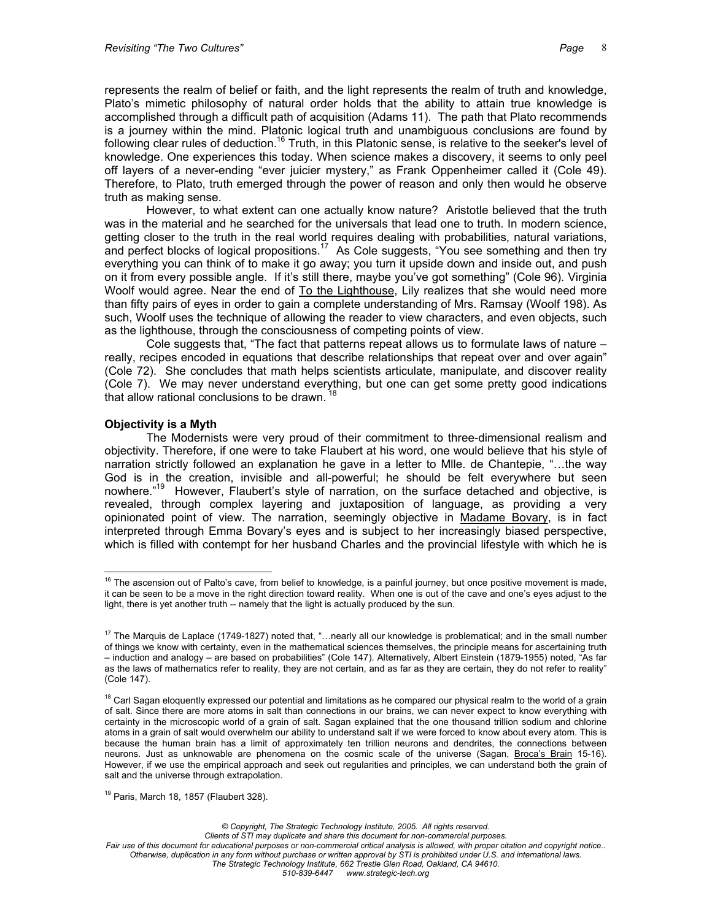represents the realm of belief or faith, and the light represents the realm of truth and knowledge, Plato's mimetic philosophy of natural order holds that the ability to attain true knowledge is accomplished through a difficult path of acquisition (Adams 11). The path that Plato recommends is a journey within the mind. Platonic logical truth and unambiguous conclusions are found by following clear rules of deduction.[16] Truth, in this Platonic sense, is relative to the seeker's level of knowledge. One experiences this today. When science makes a discovery, it seems to only peel off layers of a never-ending "ever juicier mystery," as Frank Oppenheimer called it (Cole 49). Therefore, to Plato, truth emerged through the power of reason and only then would he observe truth as making sense.

However, to what extent can one actually know nature? Aristotle believed that the truth was in the material and he searched for the universals that lead one to truth. In modern science, getting closer to the truth in the real world requires dealing with probabilities, natural variations, and perfect blocks of logical propositions.[17] As Cole suggests, "You see something and then try everything you can think of to make it go away; you turn it upside down and inside out, and push on it from every possible angle. If it's still there, maybe you've got something" (Cole 96). Virginia Woolf would agree. Near the end of To the Lighthouse, Lily realizes that she would need more than fifty pairs of eyes in order to gain a complete understanding of Mrs. Ramsay (Woolf 198). As such, Woolf uses the technique of allowing the reader to view characters, and even objects, such as the lighthouse, through the consciousness of competing points of view.

Cole suggests that, "The fact that patterns repeat allows us to formulate laws of nature – really, recipes encoded in equations that describe relationships that repeat over and over again" (Cole 72). She concludes that math helps scientists articulate, manipulate, and discover reality (Cole 7). We may never understand everything, but one can get some pretty good indications that allow rational conclusions to be drawn.[18]

**Objectivity is a Myth**

The Modernists were very proud of their commitment to three-dimensional realism and objectivity. Therefore, if one were to take Flaubert at his word, one would believe that his style of narration strictly followed an explanation he gave in a letter to Mlle. de Chantepie, "…the way God is in the creation, invisible and all-powerful; he should be felt everywhere but seen nowhere."[19] However, Flaubert's style of narration, on the surface detached and objective, is revealed, through complex layering and juxtaposition of language, as providing a very opinionated point of view. The narration, seemingly objective in Madame Bovary, is in fact interpreted through Emma Bovary's eyes and is subject to her increasingly biased perspective, which is filled with contempt for her husband Charles and the provincial lifestyle with which he is

---

[16] The ascension out of Palto's cave, from belief to knowledge, is a painful journey, but once positive movement is made, it can be seen to be a move in the right direction toward reality. When one is out of the cave and one's eyes adjust to the light, there is yet another truth -- namely that the light is actually produced by the sun.

[17] The Marquis de Laplace (1749-1827) noted that, "…nearly all our knowledge is problematical; and in the small number of things we know with certainty, even in the mathematical sciences themselves, the principle means for ascertaining truth – induction and analogy – are based on probabilities" (Cole 147). Alternatively, Albert Einstein (1879-1955) noted, "As far as the laws of mathematics refer to reality, they are not certain, and as far as they are certain, they do not refer to reality" (Cole 147).

[18] Carl Sagan eloquently expressed our potential and limitations as he compared our physical realm to the world of a grain of salt. Since there are more atoms in salt than connections in our brains, we can never expect to know everything with certainty in the microscopic world of a grain of salt. Sagan explained that the one thousand trillion sodium and chlorine atoms in a grain of salt would overwhelm our ability to understand salt if we were forced to know about every atom. This is because the human brain has a limit of approximately ten trillion neurons and dendrites, the connections between neurons. Just as unknowable are phenomena on the cosmic scale of the universe (Sagan, Broca's Brain 15-16). However, if we use the empirical approach and seek out regularities and principles, we can understand both the grain of salt and the universe through extrapolation.

[19] Paris, March 18, 1857 (Flaubert 328).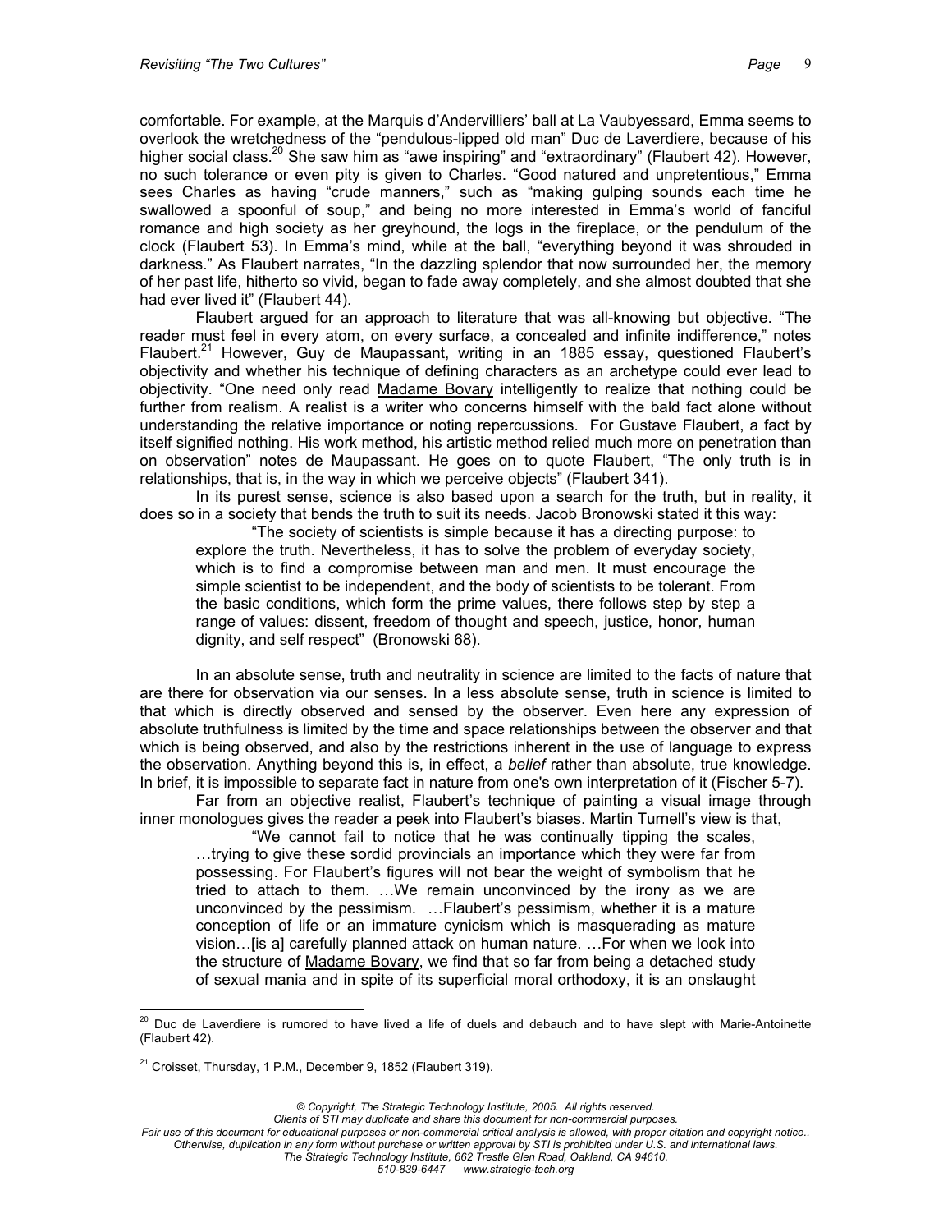comfortable. For example, at the Marquis d'Andervilliers' ball at La Vaubyessard, Emma seems to overlook the wretchedness of the "pendulous-lipped old man" Duc de Laverdiere, because of his higher social class.[20] She saw him as "awe inspiring" and "extraordinary" (Flaubert 42). However, no such tolerance or even pity is given to Charles. "Good natured and unpretentious," Emma sees Charles as having "crude manners," such as "making gulping sounds each time he swallowed a spoonful of soup," and being no more interested in Emma's world of fanciful romance and high society as her greyhound, the logs in the fireplace, or the pendulum of the clock (Flaubert 53). In Emma's mind, while at the ball, "everything beyond it was shrouded in darkness." As Flaubert narrates, "In the dazzling splendor that now surrounded her, the memory of her past life, hitherto so vivid, began to fade away completely, and she almost doubted that she had ever lived it" (Flaubert 44).

Flaubert argued for an approach to literature that was all-knowing but objective. "The reader must feel in every atom, on every surface, a concealed and infinite indifference," notes Flaubert.[21] However, Guy de Maupassant, writing in an 1885 essay, questioned Flaubert's objectivity and whether his technique of defining characters as an archetype could ever lead to objectivity. "One need only read Madame Bovary intelligently to realize that nothing could be further from realism. A realist is a writer who concerns himself with the bald fact alone without understanding the relative importance or noting repercussions. For Gustave Flaubert, a fact by itself signified nothing. His work method, his artistic method relied much more on penetration than on observation" notes de Maupassant. He goes on to quote Flaubert, "The only truth is in relationships, that is, in the way in which we perceive objects" (Flaubert 341).

In its purest sense, science is also based upon a search for the truth, but in reality, it does so in a society that bends the truth to suit its needs. Jacob Bronowski stated it this way:

> "The society of scientists is simple because it has a directing purpose: to explore the truth. Nevertheless, it has to solve the problem of everyday society, which is to find a compromise between man and men. It must encourage the simple scientist to be independent, and the body of scientists to be tolerant. From the basic conditions, which form the prime values, there follows step by step a range of values: dissent, freedom of thought and speech, justice, honor, human dignity, and self respect" (Bronowski 68).

In an absolute sense, truth and neutrality in science are limited to the facts of nature that are there for observation via our senses. In a less absolute sense, truth in science is limited to that which is directly observed and sensed by the observer. Even here any expression of absolute truthfulness is limited by the time and space relationships between the observer and that which is being observed, and also by the restrictions inherent in the use of language to express the observation. Anything beyond this is, in effect, a *belief* rather than absolute, true knowledge. In brief, it is impossible to separate fact in nature from one's own interpretation of it (Fischer 5-7).

Far from an objective realist, Flaubert's technique of painting a visual image through inner monologues gives the reader a peek into Flaubert's biases. Martin Turnell's view is that,

> "We cannot fail to notice that he was continually tipping the scales, …trying to give these sordid provincials an importance which they were far from possessing. For Flaubert's figures will not bear the weight of symbolism that he tried to attach to them. …We remain unconvinced by the irony as we are unconvinced by the pessimism. …Flaubert's pessimism, whether it is a mature conception of life or an immature cynicism which is masquerading as mature vision…[is a] carefully planned attack on human nature. …For when we look into the structure of Madame Bovary, we find that so far from being a detached study of sexual mania and in spite of its superficial moral orthodoxy, it is an onslaught

---

[20] Duc de Laverdiere is rumored to have lived a life of duels and debauch and to have slept with Marie-Antoinette (Flaubert 42).

[21] Croisset, Thursday, 1 P.M., December 9, 1852 (Flaubert 319).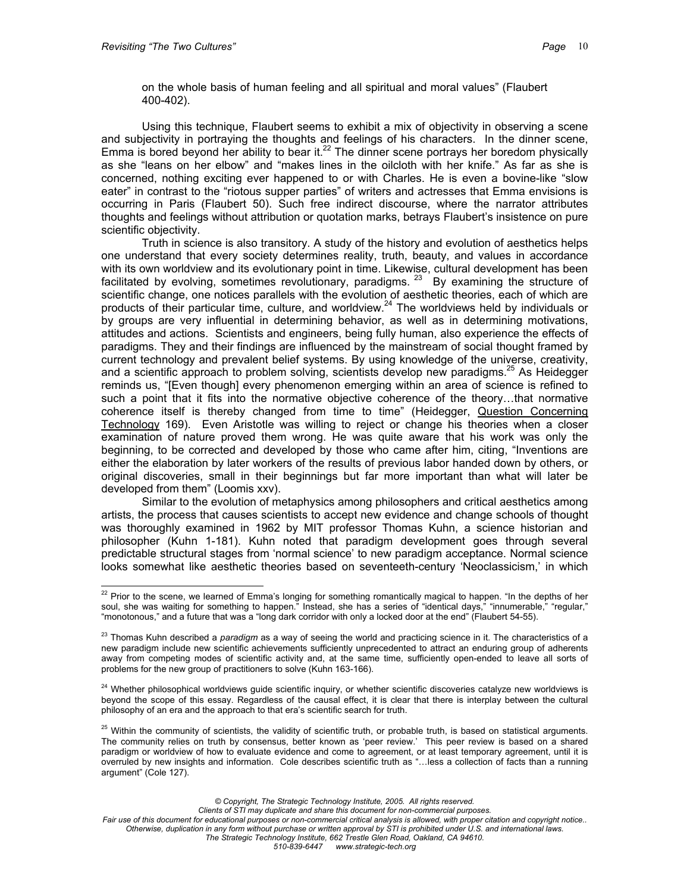on the whole basis of human feeling and all spiritual and moral values" (Flaubert 400-402).

Using this technique, Flaubert seems to exhibit a mix of objectivity in observing a scene and subjectivity in portraying the thoughts and feelings of his characters. In the dinner scene, Emma is bored beyond her ability to bear it.[22] The dinner scene portrays her boredom physically as she "leans on her elbow" and "makes lines in the oilcloth with her knife." As far as she is concerned, nothing exciting ever happened to or with Charles. He is even a bovine-like "slow eater" in contrast to the "riotous supper parties" of writers and actresses that Emma envisions is occurring in Paris (Flaubert 50). Such free indirect discourse, where the narrator attributes thoughts and feelings without attribution or quotation marks, betrays Flaubert's insistence on pure scientific objectivity.

Truth in science is also transitory. A study of the history and evolution of aesthetics helps one understand that every society determines reality, truth, beauty, and values in accordance with its own worldview and its evolutionary point in time. Likewise, cultural development has been facilitated by evolving, sometimes revolutionary, paradigms.[23] By examining the structure of scientific change, one notices parallels with the evolution of aesthetic theories, each of which are products of their particular time, culture, and worldview.[24] The worldviews held by individuals or by groups are very influential in determining behavior, as well as in determining motivations, attitudes and actions. Scientists and engineers, being fully human, also experience the effects of paradigms. They and their findings are influenced by the mainstream of social thought framed by current technology and prevalent belief systems. By using knowledge of the universe, creativity, and a scientific approach to problem solving, scientists develop new paradigms.[25] As Heidegger reminds us, "[Even though] every phenomenon emerging within an area of science is refined to such a point that it fits into the normative objective coherence of the theory…that normative coherence itself is thereby changed from time to time" (Heidegger, Question Concerning Technology 169). Even Aristotle was willing to reject or change his theories when a closer examination of nature proved them wrong. He was quite aware that his work was only the beginning, to be corrected and developed by those who came after him, citing, "Inventions are either the elaboration by later workers of the results of previous labor handed down by others, or original discoveries, small in their beginnings but far more important than what will later be developed from them" (Loomis xxv).

Similar to the evolution of metaphysics among philosophers and critical aesthetics among artists, the process that causes scientists to accept new evidence and change schools of thought was thoroughly examined in 1962 by MIT professor Thomas Kuhn, a science historian and philosopher (Kuhn 1-181). Kuhn noted that paradigm development goes through several predictable structural stages from 'normal science' to new paradigm acceptance. Normal science looks somewhat like aesthetic theories based on seventeenth-century 'Neoclassicism,' in which

---

[22] Prior to the scene, we learned of Emma's longing for something romantically magical to happen. "In the depths of her soul, she was waiting for something to happen." Instead, she has a series of "identical days," "innumerable," "regular," "monotonous," and a future that was a "long dark corridor with only a locked door at the end" (Flaubert 54-55).

[23] Thomas Kuhn described a *paradigm* as a way of seeing the world and practicing science in it. The characteristics of a new paradigm include new scientific achievements sufficiently unprecedented to attract an enduring group of adherents away from competing modes of scientific activity and, at the same time, sufficiently open-ended to leave all sorts of problems for the new group of practitioners to solve (Kuhn 163-166).

[24] Whether philosophical worldviews guide scientific inquiry, or whether scientific discoveries catalyze new worldviews is beyond the scope of this essay. Regardless of the causal effect, it is clear that there is interplay between the cultural philosophy of an era and the approach to that era's scientific search for truth.

[25] Within the community of scientists, the validity of scientific truth, or probable truth, is based on statistical arguments. The community relies on truth by consensus, better known as 'peer review.' This peer review is based on a shared paradigm or worldview of how to evaluate evidence and come to agreement, or at least temporary agreement, until it is overruled by new insights and information. Cole describes scientific truth as "…less a collection of facts than a running argument" (Cole 127).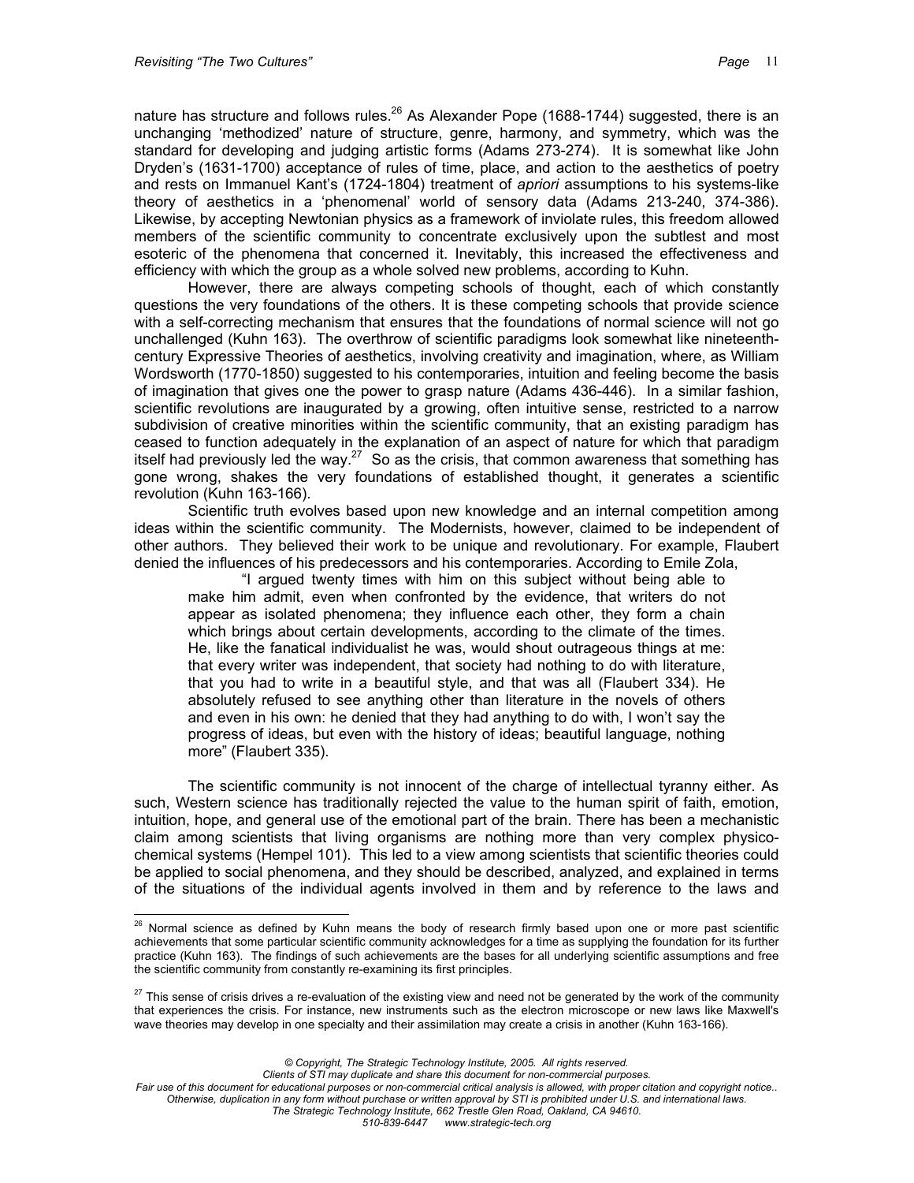nature has structure and follows rules.[26] As Alexander Pope (1688-1744) suggested, there is an unchanging 'methodized' nature of structure, genre, harmony, and symmetry, which was the standard for developing and judging artistic forms (Adams 273-274). It is somewhat like John Dryden's (1631-1700) acceptance of rules of time, place, and action to the aesthetics of poetry and rests on Immanuel Kant's (1724-1804) treatment of *apriori* assumptions to his systems-like theory of aesthetics in a 'phenomenal' world of sensory data (Adams 213-240, 374-386). Likewise, by accepting Newtonian physics as a framework of inviolate rules, this freedom allowed members of the scientific community to concentrate exclusively upon the subtlest and most esoteric of the phenomena that concerned it. Inevitably, this increased the effectiveness and efficiency with which the group as a whole solved new problems, according to Kuhn.

However, there are always competing schools of thought, each of which constantly questions the very foundations of the others. It is these competing schools that provide science with a self-correcting mechanism that ensures that the foundations of normal science will not go unchallenged (Kuhn 163). The overthrow of scientific paradigms look somewhat like nineteenth-century Expressive Theories of aesthetics, involving creativity and imagination, where, as William Wordsworth (1770-1850) suggested to his contemporaries, intuition and feeling become the basis of imagination that gives one the power to grasp nature (Adams 436-446). In a similar fashion, scientific revolutions are inaugurated by a growing, often intuitive sense, restricted to a narrow subdivision of creative minorities within the scientific community, that an existing paradigm has ceased to function adequately in the explanation of an aspect of nature for which that paradigm itself had previously led the way.[27] So as the crisis, that common awareness that something has gone wrong, shakes the very foundations of established thought, it generates a scientific revolution (Kuhn 163-166).

Scientific truth evolves based upon new knowledge and an internal competition among ideas within the scientific community. The Modernists, however, claimed to be independent of other authors. They believed their work to be unique and revolutionary. For example, Flaubert denied the influences of his predecessors and his contemporaries. According to Emile Zola,

> "I argued twenty times with him on this subject without being able to make him admit, even when confronted by the evidence, that writers do not appear as isolated phenomena; they influence each other, they form a chain which brings about certain developments, according to the climate of the times. He, like the fanatical individualist he was, would shout outrageous things at me: that every writer was independent, that society had nothing to do with literature, that you had to write in a beautiful style, and that was all (Flaubert 334). He absolutely refused to see anything other than literature in the novels of others and even in his own: he denied that they had anything to do with, I won't say the progress of ideas, but even with the history of ideas; beautiful language, nothing more" (Flaubert 335).

The scientific community is not innocent of the charge of intellectual tyranny either. As such, Western science has traditionally rejected the value to the human spirit of faith, emotion, intuition, hope, and general use of the emotional part of the brain. There has been a mechanistic claim among scientists that living organisms are nothing more than very complex physico-chemical systems (Hempel 101). This led to a view among scientists that scientific theories could be applied to social phenomena, and they should be described, analyzed, and explained in terms of the situations of the individual agents involved in them and by reference to the laws and

---

[26] Normal science as defined by Kuhn means the body of research firmly based upon one or more past scientific achievements that some particular scientific community acknowledges for a time as supplying the foundation for its further practice (Kuhn 163). The findings of such achievements are the bases for all underlying scientific assumptions and free the scientific community from constantly re-examining its first principles.

[27] This sense of crisis drives a re-evaluation of the existing view and need not be generated by the work of the community that experiences the crisis. For instance, new instruments such as the electron microscope or new laws like Maxwell's wave theories may develop in one specialty and their assimilation may create a crisis in another (Kuhn 163-166).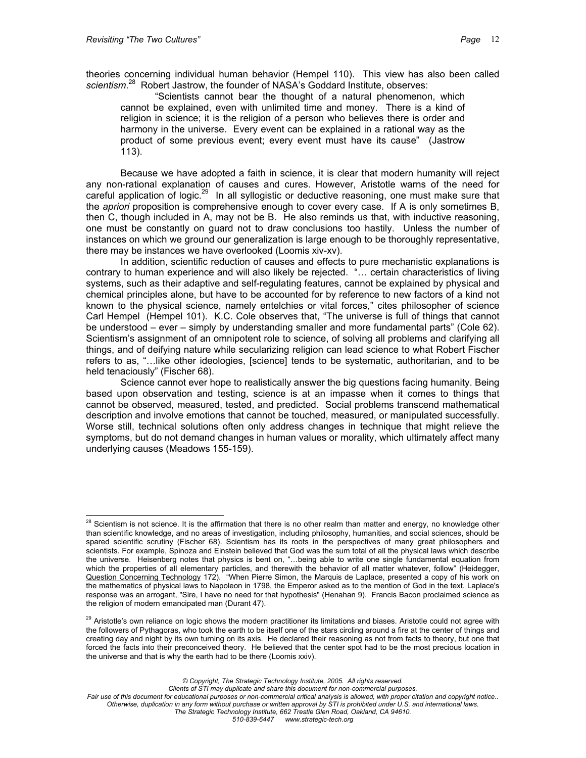theories concerning individual human behavior (Hempel 110). This view has also been called *scientism*.[28] Robert Jastrow, the founder of NASA's Goddard Institute, observes:

> "Scientists cannot bear the thought of a natural phenomenon, which cannot be explained, even with unlimited time and money. There is a kind of religion in science; it is the religion of a person who believes there is order and harmony in the universe. Every event can be explained in a rational way as the product of some previous event; every event must have its cause" (Jastrow 113).

Because we have adopted a faith in science, it is clear that modern humanity will reject any non-rational explanation of causes and cures. However, Aristotle warns of the need for careful application of logic.[29] In all syllogistic or deductive reasoning, one must make sure that the *apriori* proposition is comprehensive enough to cover every case. If A is only sometimes B, then C, though included in A, may not be B. He also reminds us that, with inductive reasoning, one must be constantly on guard not to draw conclusions too hastily. Unless the number of instances on which we ground our generalization is large enough to be thoroughly representative, there may be instances we have overlooked (Loomis xiv-xv).

In addition, scientific reduction of causes and effects to pure mechanistic explanations is contrary to human experience and will also likely be rejected. "… certain characteristics of living systems, such as their adaptive and self-regulating features, cannot be explained by physical and chemical principles alone, but have to be accounted for by reference to new factors of a kind not known to the physical science, namely entelchies or vital forces," cites philosopher of science Carl Hempel (Hempel 101). K.C. Cole observes that, "The universe is full of things that cannot be understood – ever – simply by understanding smaller and more fundamental parts" (Cole 62). Scientism's assignment of an omnipotent role to science, of solving all problems and clarifying all things, and of deifying nature while secularizing religion can lead science to what Robert Fischer refers to as, "…like other ideologies, [science] tends to be systematic, authoritarian, and to be held tenaciously" (Fischer 68).

Science cannot ever hope to realistically answer the big questions facing humanity. Being based upon observation and testing, science is at an impasse when it comes to things that cannot be observed, measured, tested, and predicted. Social problems transcend mathematical description and involve emotions that cannot be touched, measured, or manipulated successfully. Worse still, technical solutions often only address changes in technique that might relieve the symptoms, but do not demand changes in human values or morality, which ultimately affect many underlying causes (Meadows 155-159).

---

[28] Scientism is not science. It is the affirmation that there is no other realm than matter and energy, no knowledge other than scientific knowledge, and no areas of investigation, including philosophy, humanities, and social sciences, should be spared scientific scrutiny (Fischer 68). Scientism has its roots in the perspectives of many great philosophers and scientists. For example, Spinoza and Einstein believed that God was the sum total of all the physical laws which describe the universe. Heisenberg notes that physics is bent on, "…being able to write one single fundamental equation from which the properties of all elementary particles, and therewith the behavior of all matter whatever, follow" (Heidegger, Question Concerning Technology 172). "When Pierre Simon, the Marquis de Laplace, presented a copy of his work on the mathematics of physical laws to Napoleon in 1798, the Emperor asked as to the mention of God in the text. Laplace's response was an arrogant, "Sire, I have no need for that hypothesis" (Henahan 9). Francis Bacon proclaimed science as the religion of modern emancipated man (Durant 47).

[29] Aristotle's own reliance on logic shows the modern practitioner its limitations and biases. Aristotle could not agree with the followers of Pythagoras, who took the earth to be itself one of the stars circling around a fire at the center of things and creating day and night by its own turning on its axis. He declared their reasoning as not from facts to theory, but one that forced the facts into their preconceived theory. He believed that the center spot had to be the most precious location in the universe and that is why the earth had to be there (Loomis xxiv).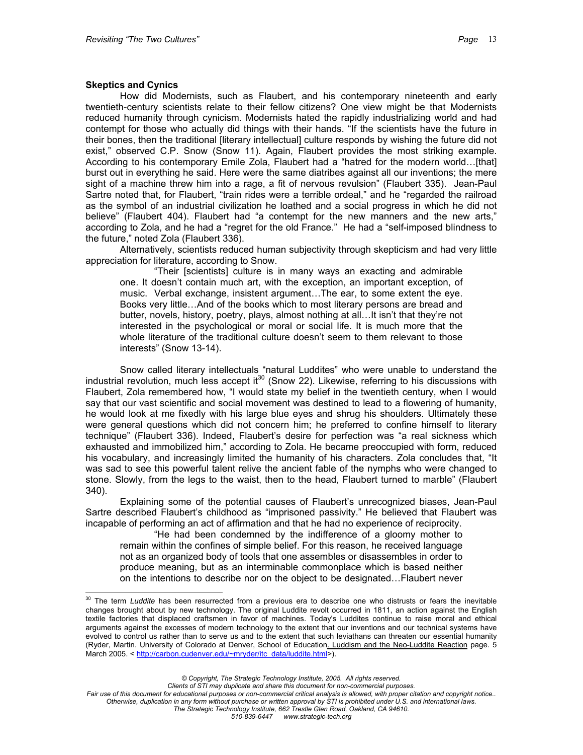### Skeptics and Cynics

How did Modernists, such as Flaubert, and his contemporary nineteenth and early twentieth-century scientists relate to their fellow citizens? One view might be that Modernists reduced humanity through cynicism. Modernists hated the rapidly industrializing world and had contempt for those who actually did things with their hands. "If the scientists have the future in their bones, then the traditional [literary intellectual] culture responds by wishing the future did not exist," observed C.P. Snow (Snow 11). Again, Flaubert provides the most striking example. According to his contemporary Emile Zola, Flaubert had a "hatred for the modern world…[that] burst out in everything he said. Here were the same diatribes against all our inventions; the mere sight of a machine threw him into a rage, a fit of nervous revulsion" (Flaubert 335). Jean-Paul Sartre noted that, for Flaubert, "train rides were a terrible ordeal," and he "regarded the railroad as the symbol of an industrial civilization he loathed and a social progress in which he did not believe" (Flaubert 404). Flaubert had "a contempt for the new manners and the new arts," according to Zola, and he had a "regret for the old France." He had a "self-imposed blindness to the future," noted Zola (Flaubert 336).

Alternatively, scientists reduced human subjectivity through skepticism and had very little appreciation for literature, according to Snow.

> "Their [scientists] culture is in many ways an exacting and admirable one. It doesn't contain much art, with the exception, an important exception, of music. Verbal exchange, insistent argument…The ear, to some extent the eye. Books very little…And of the books which to most literary persons are bread and butter, novels, history, poetry, plays, almost nothing at all…It isn't that they're not interested in the psychological or moral or social life. It is much more that the whole literature of the traditional culture doesn't seem to them relevant to those interests" (Snow 13-14).

Snow called literary intellectuals "natural Luddites" who were unable to understand the industrial revolution, much less accept it[30] (Snow 22). Likewise, referring to his discussions with Flaubert, Zola remembered how, "I would state my belief in the twentieth century, when I would say that our vast scientific and social movement was destined to lead to a flowering of humanity, he would look at me fixedly with his large blue eyes and shrug his shoulders. Ultimately these were general questions which did not concern him; he preferred to confine himself to literary technique" (Flaubert 336). Indeed, Flaubert's desire for perfection was "a real sickness which exhausted and immobilized him," according to Zola. He became preoccupied with form, reduced his vocabulary, and increasingly limited the humanity of his characters. Zola concludes that, "It was sad to see this powerful talent relive the ancient fable of the nymphs who were changed to stone. Slowly, from the legs to the waist, then to the head, Flaubert turned to marble" (Flaubert 340).

Explaining some of the potential causes of Flaubert's unrecognized biases, Jean-Paul Sartre described Flaubert's childhood as "imprisoned passivity." He believed that Flaubert was incapable of performing an act of affirmation and that he had no experience of reciprocity.

> "He had been condemned by the indifference of a gloomy mother to remain within the confines of simple belief. For this reason, he received language not as an organized body of tools that one assembles or disassembles in order to produce meaning, but as an interminable commonplace which is based neither on the intentions to describe nor on the object to be designated…Flaubert never

[30] The term *Luddite* has been resurrected from a previous era to describe one who distrusts or fears the inevitable changes brought about by new technology. The original Luddite revolt occurred in 1811, an action against the English textile factories that displaced craftsmen in favor of machines. Today's Luddites continue to raise moral and ethical arguments against the excesses of modern technology to the extent that our inventions and our technical systems have evolved to control us rather than to serve us and to the extent that such leviathans can threaten our essential humanity (Ryder, Martin. University of Colorado at Denver, School of Education. Luddism and the Neo-Luddite Reaction page. 5 March 2005. < http://carbon.cudenver.edu/~mryder/itc_data/luddite.html>).

*© Copyright, The Strategic Technology Institute, 2005. All rights reserved.*
*Clients of STI may duplicate and share this document for non-commercial purposes.*
*Fair use of this document for educational purposes or non-commercial critical analysis is allowed, with proper citation and copyright notice.. Otherwise, duplication in any form without purchase or written approval by STI is prohibited under U.S. and international laws.*
*The Strategic Technology Institute, 662 Trestle Glen Road, Oakland, CA 94610.*
*510-839-6447 www.strategic-tech.org*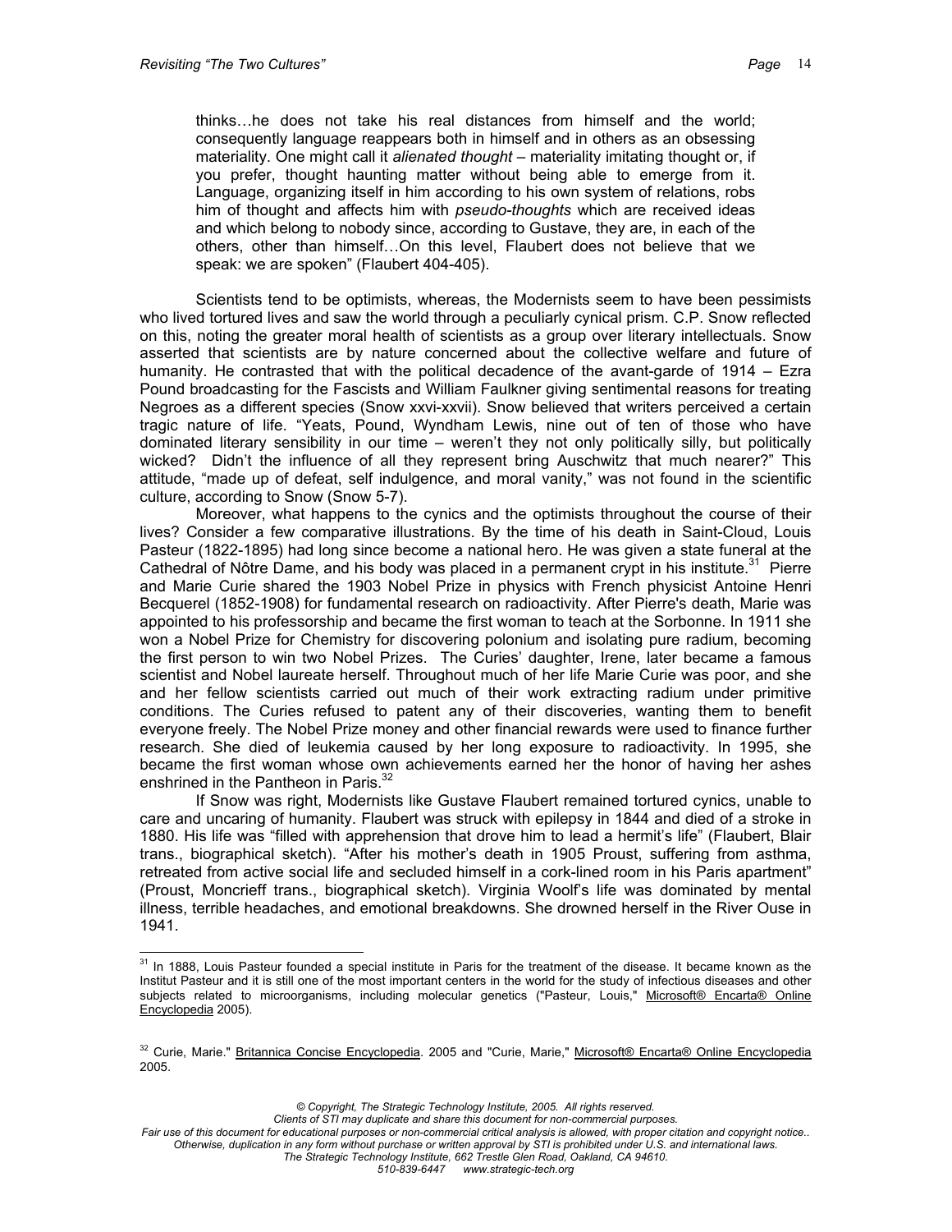> thinks…he does not take his real distances from himself and the world; consequently language reappears both in himself and in others as an obsessing materiality. One might call it *alienated thought* – materiality imitating thought or, if you prefer, thought haunting matter without being able to emerge from it. Language, organizing itself in him according to his own system of relations, robs him of thought and affects him with *pseudo-thoughts* which are received ideas and which belong to nobody since, according to Gustave, they are, in each of the others, other than himself…On this level, Flaubert does not believe that we speak: we are spoken" (Flaubert 404-405).

Scientists tend to be optimists, whereas, the Modernists seem to have been pessimists who lived tortured lives and saw the world through a peculiarly cynical prism. C.P. Snow reflected on this, noting the greater moral health of scientists as a group over literary intellectuals. Snow asserted that scientists are by nature concerned about the collective welfare and future of humanity. He contrasted that with the political decadence of the avant-garde of 1914 – Ezra Pound broadcasting for the Fascists and William Faulkner giving sentimental reasons for treating Negroes as a different species (Snow xxvi-xxvii). Snow believed that writers perceived a certain tragic nature of life. "Yeats, Pound, Wyndham Lewis, nine out of ten of those who have dominated literary sensibility in our time – weren't they not only politically silly, but politically wicked? Didn't the influence of all they represent bring Auschwitz that much nearer?" This attitude, "made up of defeat, self indulgence, and moral vanity," was not found in the scientific culture, according to Snow (Snow 5-7).

Moreover, what happens to the cynics and the optimists throughout the course of their lives? Consider a few comparative illustrations. By the time of his death in Saint-Cloud, Louis Pasteur (1822-1895) had long since become a national hero. He was given a state funeral at the Cathedral of Nôtre Dame, and his body was placed in a permanent crypt in his institute.[31] Pierre and Marie Curie shared the 1903 Nobel Prize in physics with French physicist Antoine Henri Becquerel (1852-1908) for fundamental research on radioactivity. After Pierre's death, Marie was appointed to his professorship and became the first woman to teach at the Sorbonne. In 1911 she won a Nobel Prize for Chemistry for discovering polonium and isolating pure radium, becoming the first person to win two Nobel Prizes. The Curies' daughter, Irene, later became a famous scientist and Nobel laureate herself. Throughout much of her life Marie Curie was poor, and she and her fellow scientists carried out much of their work extracting radium under primitive conditions. The Curies refused to patent any of their discoveries, wanting them to benefit everyone freely. The Nobel Prize money and other financial rewards were used to finance further research. She died of leukemia caused by her long exposure to radioactivity. In 1995, she became the first woman whose own achievements earned her the honor of having her ashes enshrined in the Pantheon in Paris.[32]

If Snow was right, Modernists like Gustave Flaubert remained tortured cynics, unable to care and uncaring of humanity. Flaubert was struck with epilepsy in 1844 and died of a stroke in 1880. His life was "filled with apprehension that drove him to lead a hermit's life" (Flaubert, Blair trans., biographical sketch). "After his mother's death in 1905 Proust, suffering from asthma, retreated from active social life and secluded himself in a cork-lined room in his Paris apartment" (Proust, Moncrieff trans., biographical sketch). Virginia Woolf's life was dominated by mental illness, terrible headaches, and emotional breakdowns. She drowned herself in the River Ouse in 1941.

---

[31] In 1888, Louis Pasteur founded a special institute in Paris for the treatment of the disease. It became known as the Institut Pasteur and it is still one of the most important centers in the world for the study of infectious diseases and other subjects related to microorganisms, including molecular genetics ("Pasteur, Louis," Microsoft® Encarta® Online Encyclopedia 2005).

[32] Curie, Marie." Britannica Concise Encyclopedia. 2005 and "Curie, Marie," Microsoft® Encarta® Online Encyclopedia 2005.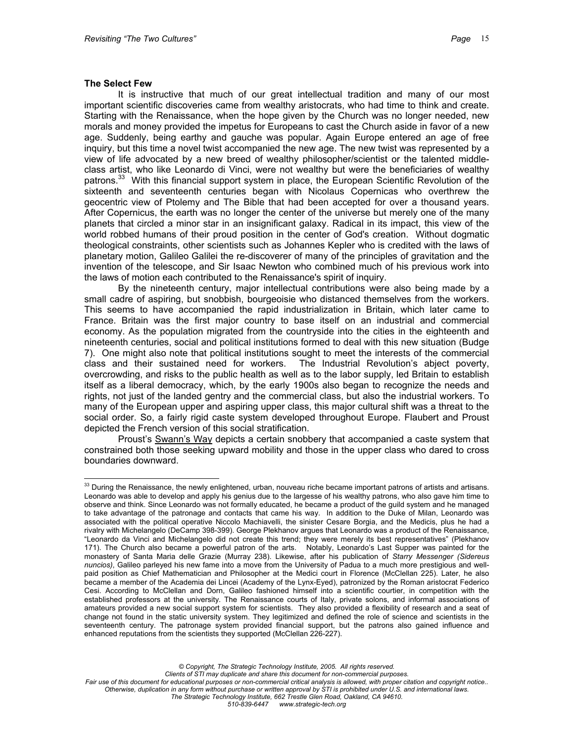**The Select Few**

It is instructive that much of our great intellectual tradition and many of our most important scientific discoveries came from wealthy aristocrats, who had time to think and create. Starting with the Renaissance, when the hope given by the Church was no longer needed, new morals and money provided the impetus for Europeans to cast the Church aside in favor of a new age. Suddenly, being earthy and gauche was popular. Again Europe entered an age of free inquiry, but this time a novel twist accompanied the new age. The new twist was represented by a view of life advocated by a new breed of wealthy philosopher/scientist or the talented middle-class artist, who like Leonardo di Vinci, were not wealthy but were the beneficiaries of wealthy patrons.[33] With this financial support system in place, the European Scientific Revolution of the sixteenth and seventeenth centuries began with Nicolaus Copernicas who overthrew the geocentric view of Ptolemy and The Bible that had been accepted for over a thousand years. After Copernicus, the earth was no longer the center of the universe but merely one of the many planets that circled a minor star in an insignificant galaxy. Radical in its impact, this view of the world robbed humans of their proud position in the center of God's creation. Without dogmatic theological constraints, other scientists such as Johannes Kepler who is credited with the laws of planetary motion, Galileo Galilei the re-discoverer of many of the principles of gravitation and the invention of the telescope, and Sir Isaac Newton who combined much of his previous work into the laws of motion each contributed to the Renaissance's spirit of inquiry.

By the nineteenth century, major intellectual contributions were also being made by a small cadre of aspiring, but snobbish, bourgeoisie who distanced themselves from the workers. This seems to have accompanied the rapid industrialization in Britain, which later came to France. Britain was the first major country to base itself on an industrial and commercial economy. As the population migrated from the countryside into the cities in the eighteenth and nineteenth centuries, social and political institutions formed to deal with this new situation (Budge 7). One might also note that political institutions sought to meet the interests of the commercial class and their sustained need for workers. The Industrial Revolution's abject poverty, overcrowding, and risks to the public health as well as to the labor supply, led Britain to establish itself as a liberal democracy, which, by the early 1900s also began to recognize the needs and rights, not just of the landed gentry and the commercial class, but also the industrial workers. To many of the European upper and aspiring upper class, this major cultural shift was a threat to the social order. So, a fairly rigid caste system developed throughout Europe. Flaubert and Proust depicted the French version of this social stratification.

Proust's Swann's Way depicts a certain snobbery that accompanied a caste system that constrained both those seeking upward mobility and those in the upper class who dared to cross boundaries downward.

---

[33] During the Renaissance, the newly enlightened, urban, nouveau riche became important patrons of artists and artisans. Leonardo was able to develop and apply his genius due to the largesse of his wealthy patrons, who also gave him time to observe and think. Since Leonardo was not formally educated, he became a product of the guild system and he managed to take advantage of the patronage and contacts that came his way. In addition to the Duke of Milan, Leonardo was associated with the political operative Niccolo Machiavelli, the sinister Cesare Borgia, and the Medicis, plus he had a rivalry with Michelangelo (DeCamp 398-399). George Plekhanov argues that Leonardo was a product of the Renaissance, "Leonardo da Vinci and Michelangelo did not create this trend; they were merely its best representatives" (Plekhanov 171). The Church also became a powerful patron of the arts. Notably, Leonardo's Last Supper was painted for the monastery of Santa Maria delle Grazie (Murray 238). Likewise, after his publication of *Starry Messenger (Sidereus nuncios)*, Galileo parleyed his new fame into a move from the University of Padua to a much more prestigious and well-paid position as Chief Mathematician and Philosopher at the Medici court in Florence (McClellan 225). Later, he also became a member of the Academia dei Lincei (Academy of the Lynx-Eyed), patronized by the Roman aristocrat Federico Cesi. According to McClellan and Dorn, Galileo fashioned himself into a scientific courtier, in competition with the established professors at the university. The Renaissance courts of Italy, private solons, and informal associations of amateurs provided a new social support system for scientists. They also provided a flexibility of research and a seat of change not found in the static university system. They legitimized and defined the role of science and scientists in the seventeenth century. The patronage system provided financial support, but the patrons also gained influence and enhanced reputations from the scientists they supported (McClellan 226-227).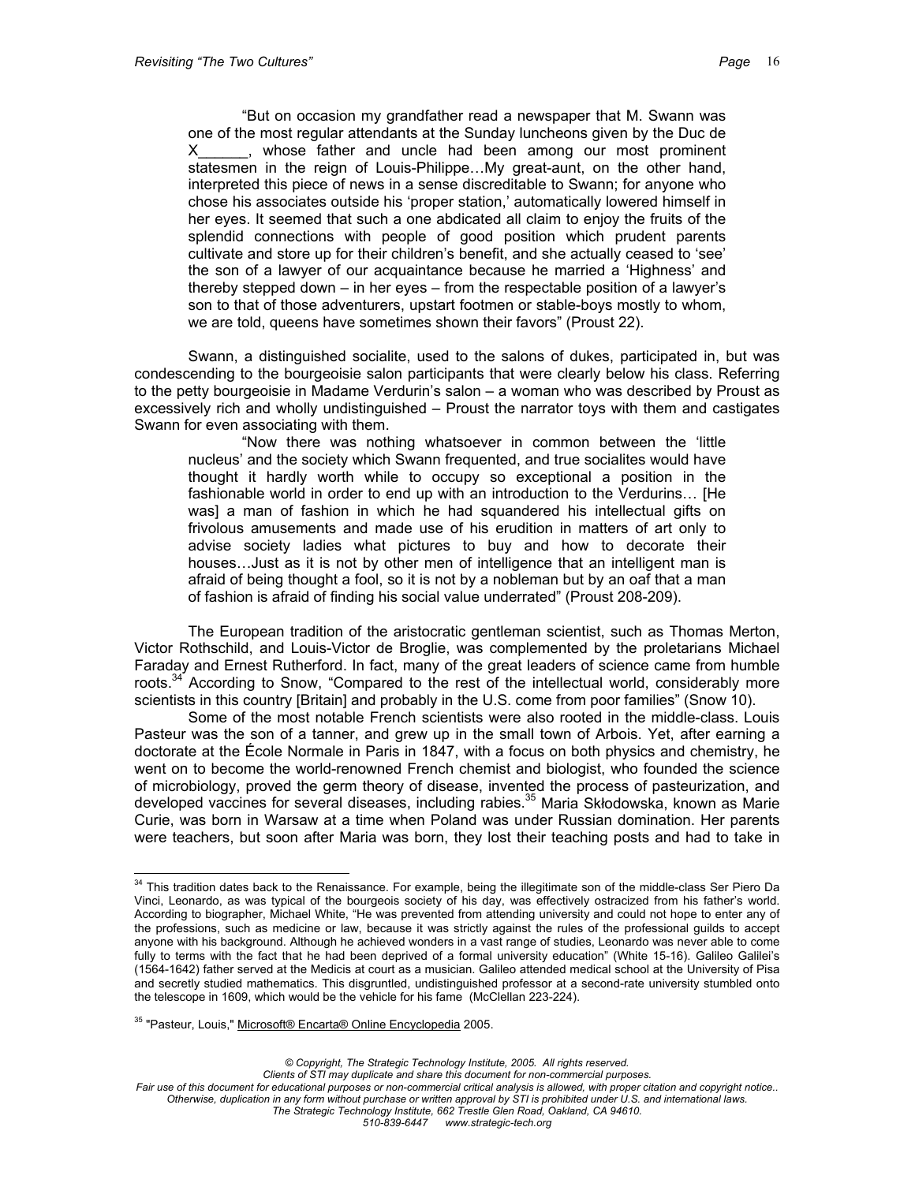> "But on occasion my grandfather read a newspaper that M. Swann was one of the most regular attendants at the Sunday luncheons given by the Duc de X______, whose father and uncle had been among our most prominent statesmen in the reign of Louis-Philippe…My great-aunt, on the other hand, interpreted this piece of news in a sense discreditable to Swann; for anyone who chose his associates outside his 'proper station,' automatically lowered himself in her eyes. It seemed that such a one abdicated all claim to enjoy the fruits of the splendid connections with people of good position which prudent parents cultivate and store up for their children's benefit, and she actually ceased to 'see' the son of a lawyer of our acquaintance because he married a 'Highness' and thereby stepped down – in her eyes – from the respectable position of a lawyer's son to that of those adventurers, upstart footmen or stable-boys mostly to whom, we are told, queens have sometimes shown their favors" (Proust 22).

Swann, a distinguished socialite, used to the salons of dukes, participated in, but was condescending to the bourgeoisie salon participants that were clearly below his class. Referring to the petty bourgeoisie in Madame Verdurin's salon – a woman who was described by Proust as excessively rich and wholly undistinguished – Proust the narrator toys with them and castigates Swann for even associating with them.

> "Now there was nothing whatsoever in common between the 'little nucleus' and the society which Swann frequented, and true socialites would have thought it hardly worth while to occupy so exceptional a position in the fashionable world in order to end up with an introduction to the Verdurins… [He was] a man of fashion in which he had squandered his intellectual gifts on frivolous amusements and made use of his erudition in matters of art only to advise society ladies what pictures to buy and how to decorate their houses…Just as it is not by other men of intelligence that an intelligent man is afraid of being thought a fool, so it is not by a nobleman but by an oaf that a man of fashion is afraid of finding his social value underrated" (Proust 208-209).

The European tradition of the aristocratic gentleman scientist, such as Thomas Merton, Victor Rothschild, and Louis-Victor de Broglie, was complemented by the proletarians Michael Faraday and Ernest Rutherford. In fact, many of the great leaders of science came from humble roots.[34] According to Snow, "Compared to the rest of the intellectual world, considerably more scientists in this country [Britain] and probably in the U.S. come from poor families" (Snow 10).

Some of the most notable French scientists were also rooted in the middle-class. Louis Pasteur was the son of a tanner, and grew up in the small town of Arbois. Yet, after earning a doctorate at the École Normale in Paris in 1847, with a focus on both physics and chemistry, he went on to become the world-renowned French chemist and biologist, who founded the science of microbiology, proved the germ theory of disease, invented the process of pasteurization, and developed vaccines for several diseases, including rabies.[35] Maria Skłodowska, known as Marie Curie, was born in Warsaw at a time when Poland was under Russian domination. Her parents were teachers, but soon after Maria was born, they lost their teaching posts and had to take in

---

[34] This tradition dates back to the Renaissance. For example, being the illegitimate son of the middle-class Ser Piero Da Vinci, Leonardo, as was typical of the bourgeois society of his day, was effectively ostracized from his father's world. According to biographer, Michael White, "He was prevented from attending university and could not hope to enter any of the professions, such as medicine or law, because it was strictly against the rules of the professional guilds to accept anyone with his background. Although he achieved wonders in a vast range of studies, Leonardo was never able to come fully to terms with the fact that he had been deprived of a formal university education" (White 15-16). Galileo Galilei's (1564-1642) father served at the Medicis at court as a musician. Galileo attended medical school at the University of Pisa and secretly studied mathematics. This disgruntled, undistinguished professor at a second-rate university stumbled onto the telescope in 1609, which would be the vehicle for his fame (McClellan 223-224).

[35] "Pasteur, Louis," Microsoft® Encarta® Online Encyclopedia 2005.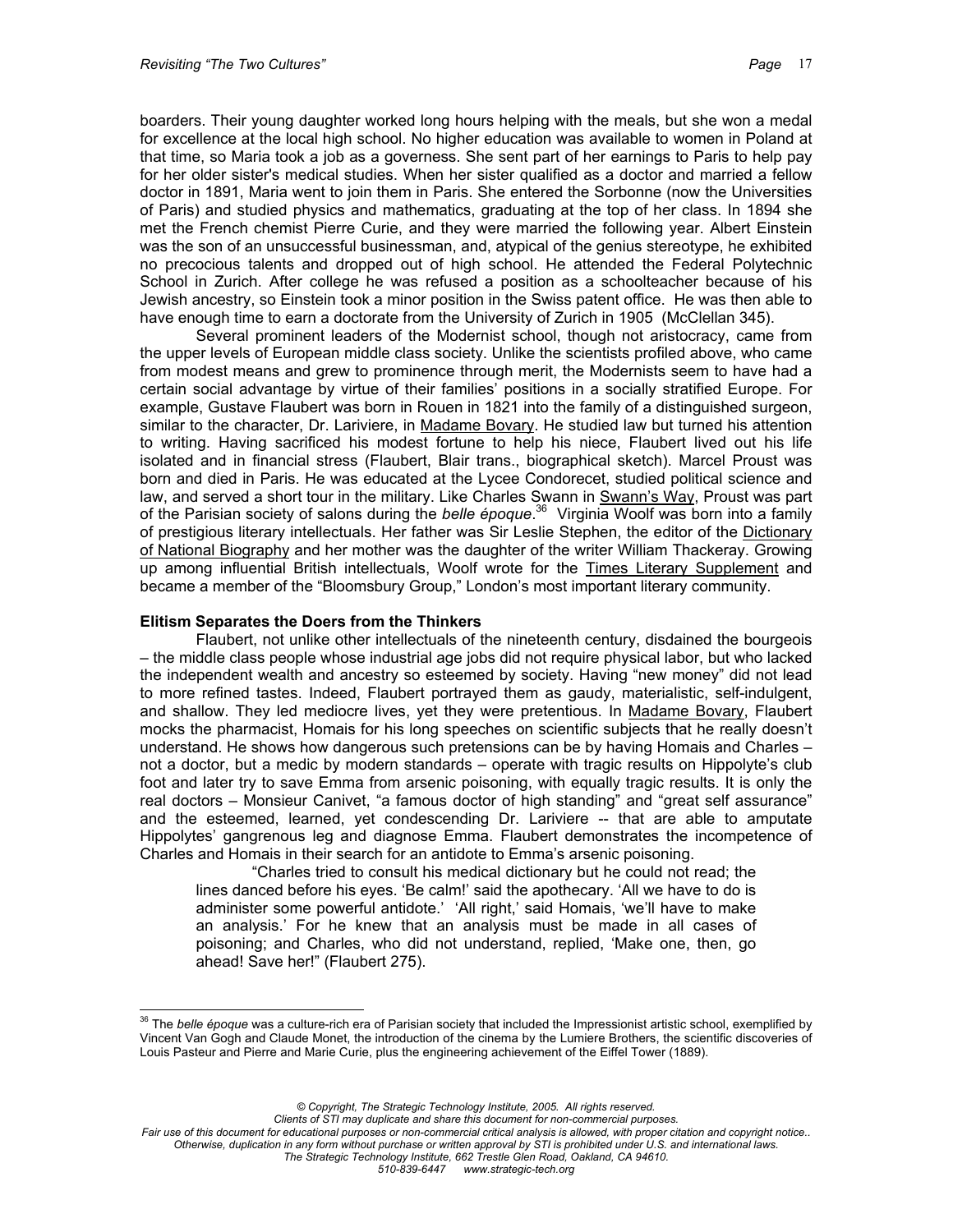boarders. Their young daughter worked long hours helping with the meals, but she won a medal for excellence at the local high school. No higher education was available to women in Poland at that time, so Maria took a job as a governess. She sent part of her earnings to Paris to help pay for her older sister's medical studies. When her sister qualified as a doctor and married a fellow doctor in 1891, Maria went to join them in Paris. She entered the Sorbonne (now the Universities of Paris) and studied physics and mathematics, graduating at the top of her class. In 1894 she met the French chemist Pierre Curie, and they were married the following year. Albert Einstein was the son of an unsuccessful businessman, and, atypical of the genius stereotype, he exhibited no precocious talents and dropped out of high school. He attended the Federal Polytechnic School in Zurich. After college he was refused a position as a schoolteacher because of his Jewish ancestry, so Einstein took a minor position in the Swiss patent office. He was then able to have enough time to earn a doctorate from the University of Zurich in 1905 (McClellan 345).

Several prominent leaders of the Modernist school, though not aristocracy, came from the upper levels of European middle class society. Unlike the scientists profiled above, who came from modest means and grew to prominence through merit, the Modernists seem to have had a certain social advantage by virtue of their families' positions in a socially stratified Europe. For example, Gustave Flaubert was born in Rouen in 1821 into the family of a distinguished surgeon, similar to the character, Dr. Lariviere, in Madame Bovary. He studied law but turned his attention to writing. Having sacrificed his modest fortune to help his niece, Flaubert lived out his life isolated and in financial stress (Flaubert, Blair trans., biographical sketch). Marcel Proust was born and died in Paris. He was educated at the Lycee Condorecet, studied political science and law, and served a short tour in the military. Like Charles Swann in Swann's Way, Proust was part of the Parisian society of salons during the *belle époque*.[36] Virginia Woolf was born into a family of prestigious literary intellectuals. Her father was Sir Leslie Stephen, the editor of the Dictionary of National Biography and her mother was the daughter of the writer William Thackeray. Growing up among influential British intellectuals, Woolf wrote for the Times Literary Supplement and became a member of the "Bloomsbury Group," London's most important literary community.

**Elitism Separates the Doers from the Thinkers**

Flaubert, not unlike other intellectuals of the nineteenth century, disdained the bourgeois – the middle class people whose industrial age jobs did not require physical labor, but who lacked the independent wealth and ancestry so esteemed by society. Having "new money" did not lead to more refined tastes. Indeed, Flaubert portrayed them as gaudy, materialistic, self-indulgent, and shallow. They led mediocre lives, yet they were pretentious. In Madame Bovary, Flaubert mocks the pharmacist, Homais for his long speeches on scientific subjects that he really doesn't understand. He shows how dangerous such pretensions can be by having Homais and Charles – not a doctor, but a medic by modern standards – operate with tragic results on Hippolyte's club foot and later try to save Emma from arsenic poisoning, with equally tragic results. It is only the real doctors – Monsieur Canivet, "a famous doctor of high standing" and "great self assurance" and the esteemed, learned, yet condescending Dr. Lariviere -- that are able to amputate Hippolytes' gangrenous leg and diagnose Emma. Flaubert demonstrates the incompetence of Charles and Homais in their search for an antidote to Emma's arsenic poisoning.

> "Charles tried to consult his medical dictionary but he could not read; the lines danced before his eyes. 'Be calm!' said the apothecary. 'All we have to do is administer some powerful antidote.' 'All right,' said Homais, 'we'll have to make an analysis.' For he knew that an analysis must be made in all cases of poisoning; and Charles, who did not understand, replied, 'Make one, then, go ahead! Save her!" (Flaubert 275).

---

[36] The *belle époque* was a culture-rich era of Parisian society that included the Impressionist artistic school, exemplified by Vincent Van Gogh and Claude Monet, the introduction of the cinema by the Lumiere Brothers, the scientific discoveries of Louis Pasteur and Pierre and Marie Curie, plus the engineering achievement of the Eiffel Tower (1889).

*© Copyright, The Strategic Technology Institute, 2005. All rights reserved.*
*Clients of STI may duplicate and share this document for non-commercial purposes.*
*Fair use of this document for educational purposes or non-commercial critical analysis is allowed, with proper citation and copyright notice..*
*Otherwise, duplication in any form without purchase or written approval by STI is prohibited under U.S. and international laws.*
*The Strategic Technology Institute, 662 Trestle Glen Road, Oakland, CA 94610.*
*510-839-6447 www.strategic-tech.org*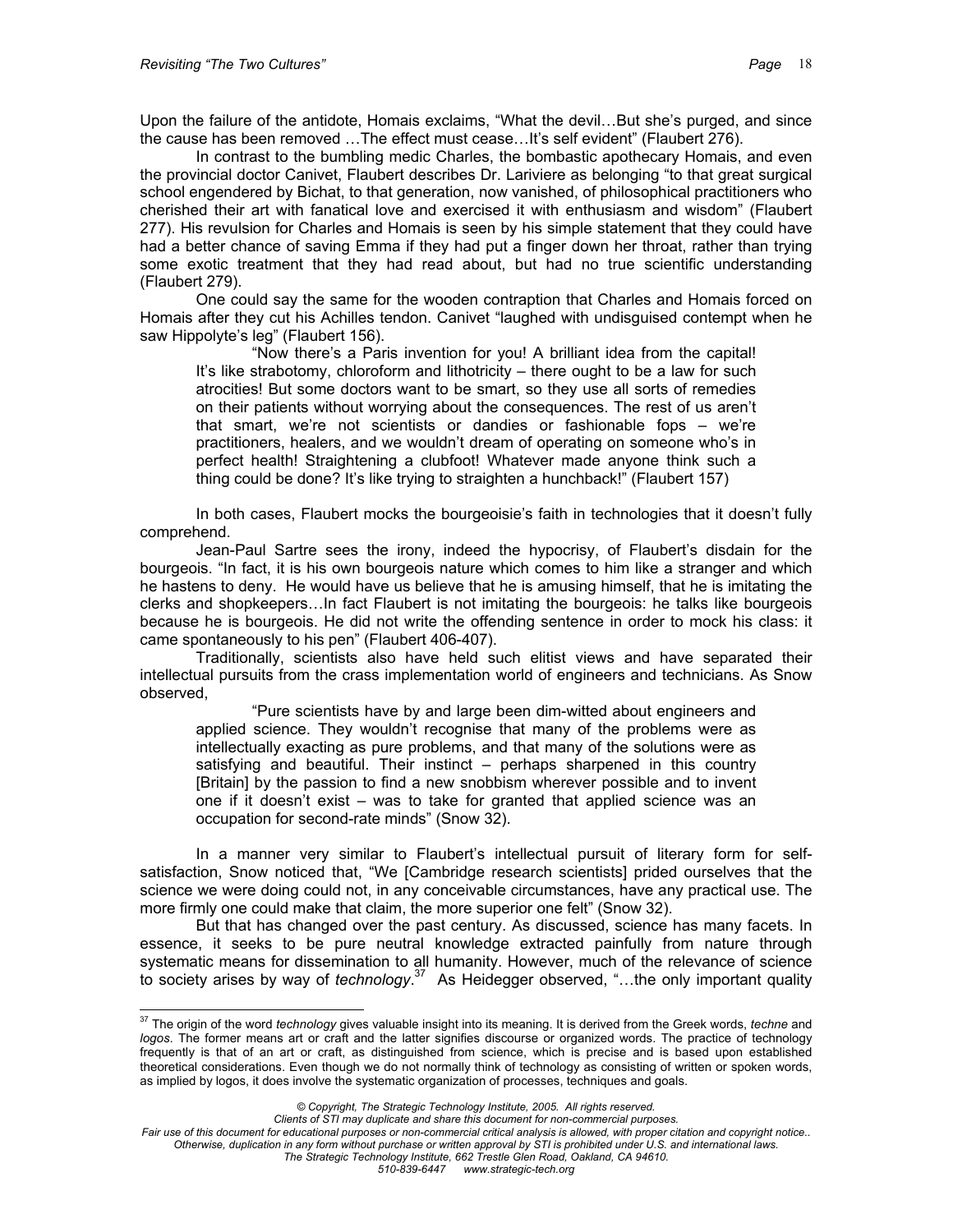Upon the failure of the antidote, Homais exclaims, "What the devil…But she's purged, and since the cause has been removed …The effect must cease…It's self evident" (Flaubert 276).

In contrast to the bumbling medic Charles, the bombastic apothecary Homais, and even the provincial doctor Canivet, Flaubert describes Dr. Lariviere as belonging "to that great surgical school engendered by Bichat, to that generation, now vanished, of philosophical practitioners who cherished their art with fanatical love and exercised it with enthusiasm and wisdom" (Flaubert 277). His revulsion for Charles and Homais is seen by his simple statement that they could have had a better chance of saving Emma if they had put a finger down her throat, rather than trying some exotic treatment that they had read about, but had no true scientific understanding (Flaubert 279).

One could say the same for the wooden contraption that Charles and Homais forced on Homais after they cut his Achilles tendon. Canivet "laughed with undisguised contempt when he saw Hippolyte's leg" (Flaubert 156).

> "Now there's a Paris invention for you! A brilliant idea from the capital! It's like strabotomy, chloroform and lithotricity – there ought to be a law for such atrocities! But some doctors want to be smart, so they use all sorts of remedies on their patients without worrying about the consequences. The rest of us aren't that smart, we're not scientists or dandies or fashionable fops – we're practitioners, healers, and we wouldn't dream of operating on someone who's in perfect health! Straightening a clubfoot! Whatever made anyone think such a thing could be done? It's like trying to straighten a hunchback!" (Flaubert 157)

In both cases, Flaubert mocks the bourgeoisie's faith in technologies that it doesn't fully comprehend.

Jean-Paul Sartre sees the irony, indeed the hypocrisy, of Flaubert's disdain for the bourgeois. "In fact, it is his own bourgeois nature which comes to him like a stranger and which he hastens to deny. He would have us believe that he is amusing himself, that he is imitating the clerks and shopkeepers…In fact Flaubert is not imitating the bourgeois: he talks like bourgeois because he is bourgeois. He did not write the offending sentence in order to mock his class: it came spontaneously to his pen" (Flaubert 406-407).

Traditionally, scientists also have held such elitist views and have separated their intellectual pursuits from the crass implementation world of engineers and technicians. As Snow observed,

> "Pure scientists have by and large been dim-witted about engineers and applied science. They wouldn't recognise that many of the problems were as intellectually exacting as pure problems, and that many of the solutions were as satisfying and beautiful. Their instinct – perhaps sharpened in this country [Britain] by the passion to find a new snobbism wherever possible and to invent one if it doesn't exist – was to take for granted that applied science was an occupation for second-rate minds" (Snow 32).

In a manner very similar to Flaubert's intellectual pursuit of literary form for self-satisfaction, Snow noticed that, "We [Cambridge research scientists] prided ourselves that the science we were doing could not, in any conceivable circumstances, have any practical use. The more firmly one could make that claim, the more superior one felt" (Snow 32).

But that has changed over the past century. As discussed, science has many facets. In essence, it seeks to be pure neutral knowledge extracted painfully from nature through systematic means for dissemination to all humanity. However, much of the relevance of science to society arises by way of *technology*.[37] As Heidegger observed, "…the only important quality

---

[37] The origin of the word *technology* gives valuable insight into its meaning. It is derived from the Greek words, *techne* and *logos*. The former means art or craft and the latter signifies discourse or organized words. The practice of technology frequently is that of an art or craft, as distinguished from science, which is precise and is based upon established theoretical considerations. Even though we do not normally think of technology as consisting of written or spoken words, as implied by logos, it does involve the systematic organization of processes, techniques and goals.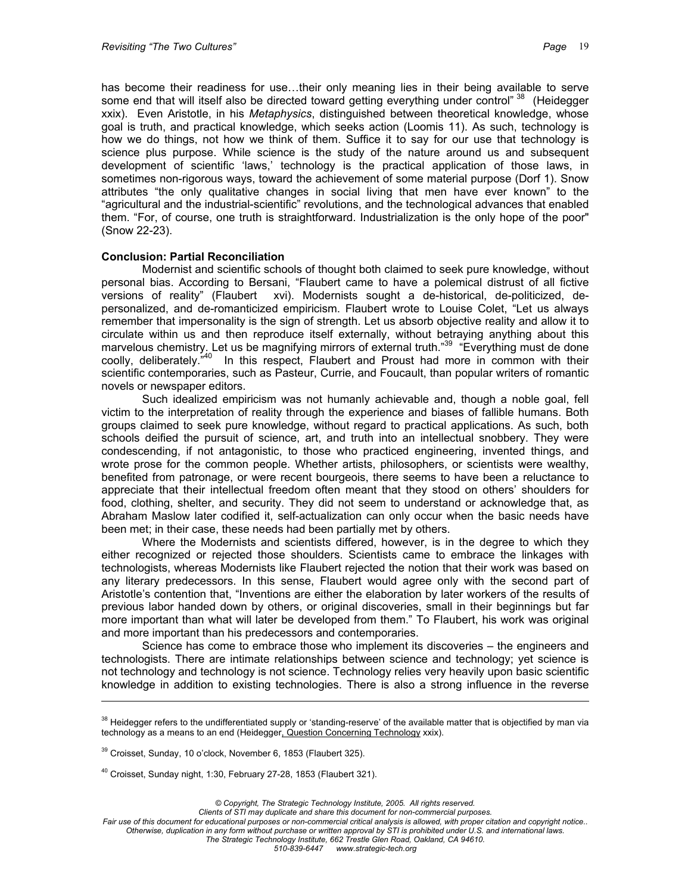has become their readiness for use…their only meaning lies in their being available to serve some end that will itself also be directed toward getting everything under control" [38] (Heidegger xxix). Even Aristotle, in his *Metaphysics*, distinguished between theoretical knowledge, whose goal is truth, and practical knowledge, which seeks action (Loomis 11). As such, technology is how we do things, not how we think of them. Suffice it to say for our use that technology is science plus purpose. While science is the study of the nature around us and subsequent development of scientific 'laws,' technology is the practical application of those laws, in sometimes non-rigorous ways, toward the achievement of some material purpose (Dorf 1). Snow attributes "the only qualitative changes in social living that men have ever known" to the "agricultural and the industrial-scientific" revolutions, and the technological advances that enabled them. "For, of course, one truth is straightforward. Industrialization is the only hope of the poor" (Snow 22-23).

**Conclusion: Partial Reconciliation**

Modernist and scientific schools of thought both claimed to seek pure knowledge, without personal bias. According to Bersani, "Flaubert came to have a polemical distrust of all fictive versions of reality" (Flaubert xvi). Modernists sought a de-historical, de-politicized, de-personalized, and de-romanticized empiricism. Flaubert wrote to Louise Colet, "Let us always remember that impersonality is the sign of strength. Let us absorb objective reality and allow it to circulate within us and then reproduce itself externally, without betraying anything about this marvelous chemistry. Let us be magnifying mirrors of external truth."[39] "Everything must de done coolly, deliberately."[40] In this respect, Flaubert and Proust had more in common with their scientific contemporaries, such as Pasteur, Currie, and Foucault, than popular writers of romantic novels or newspaper editors.

Such idealized empiricism was not humanly achievable and, though a noble goal, fell victim to the interpretation of reality through the experience and biases of fallible humans. Both groups claimed to seek pure knowledge, without regard to practical applications. As such, both schools deified the pursuit of science, art, and truth into an intellectual snobbery. They were condescending, if not antagonistic, to those who practiced engineering, invented things, and wrote prose for the common people. Whether artists, philosophers, or scientists were wealthy, benefited from patronage, or were recent bourgeois, there seems to have been a reluctance to appreciate that their intellectual freedom often meant that they stood on others' shoulders for food, clothing, shelter, and security. They did not seem to understand or acknowledge that, as Abraham Maslow later codified it, self-actualization can only occur when the basic needs have been met; in their case, these needs had been partially met by others.

Where the Modernists and scientists differed, however, is in the degree to which they either recognized or rejected those shoulders. Scientists came to embrace the linkages with technologists, whereas Modernists like Flaubert rejected the notion that their work was based on any literary predecessors. In this sense, Flaubert would agree only with the second part of Aristotle's contention that, "Inventions are either the elaboration by later workers of the results of previous labor handed down by others, or original discoveries, small in their beginnings but far more important than what will later be developed from them." To Flaubert, his work was original and more important than his predecessors and contemporaries.

Science has come to embrace those who implement its discoveries – the engineers and technologists. There are intimate relationships between science and technology; yet science is not technology and technology is not science. Technology relies very heavily upon basic scientific knowledge in addition to existing technologies. There is also a strong influence in the reverse

---

[38] Heidegger refers to the undifferentiated supply or 'standing-reserve' of the available matter that is objectified by man via technology as a means to an end (Heidegger, Question Concerning Technology xxix).

[39] Croisset, Sunday, 10 o'clock, November 6, 1853 (Flaubert 325).

[40] Croisset, Sunday night, 1:30, February 27-28, 1853 (Flaubert 321).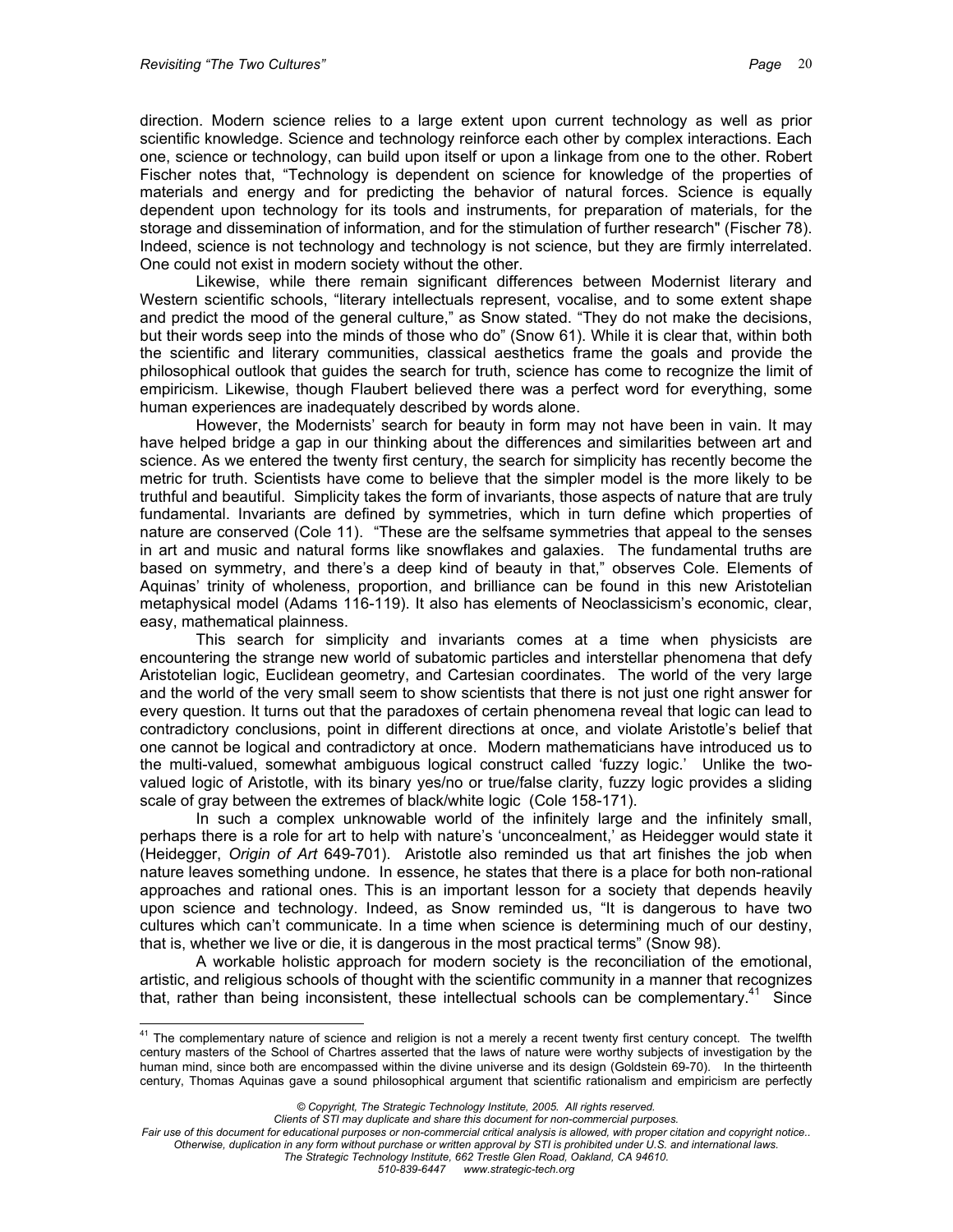direction. Modern science relies to a large extent upon current technology as well as prior scientific knowledge. Science and technology reinforce each other by complex interactions. Each one, science or technology, can build upon itself or upon a linkage from one to the other. Robert Fischer notes that, "Technology is dependent on science for knowledge of the properties of materials and energy and for predicting the behavior of natural forces. Science is equally dependent upon technology for its tools and instruments, for preparation of materials, for the storage and dissemination of information, and for the stimulation of further research" (Fischer 78). Indeed, science is not technology and technology is not science, but they are firmly interrelated. One could not exist in modern society without the other.

Likewise, while there remain significant differences between Modernist literary and Western scientific schools, "literary intellectuals represent, vocalise, and to some extent shape and predict the mood of the general culture," as Snow stated. "They do not make the decisions, but their words seep into the minds of those who do" (Snow 61). While it is clear that, within both the scientific and literary communities, classical aesthetics frame the goals and provide the philosophical outlook that guides the search for truth, science has come to recognize the limit of empiricism. Likewise, though Flaubert believed there was a perfect word for everything, some human experiences are inadequately described by words alone.

However, the Modernists' search for beauty in form may not have been in vain. It may have helped bridge a gap in our thinking about the differences and similarities between art and science. As we entered the twenty first century, the search for simplicity has recently become the metric for truth. Scientists have come to believe that the simpler model is the more likely to be truthful and beautiful. Simplicity takes the form of invariants, those aspects of nature that are truly fundamental. Invariants are defined by symmetries, which in turn define which properties of nature are conserved (Cole 11). "These are the selfsame symmetries that appeal to the senses in art and music and natural forms like snowflakes and galaxies. The fundamental truths are based on symmetry, and there's a deep kind of beauty in that," observes Cole. Elements of Aquinas' trinity of wholeness, proportion, and brilliance can be found in this new Aristotelian metaphysical model (Adams 116-119). It also has elements of Neoclassicism's economic, clear, easy, mathematical plainness.

This search for simplicity and invariants comes at a time when physicists are encountering the strange new world of subatomic particles and interstellar phenomena that defy Aristotelian logic, Euclidean geometry, and Cartesian coordinates. The world of the very large and the world of the very small seem to show scientists that there is not just one right answer for every question. It turns out that the paradoxes of certain phenomena reveal that logic can lead to contradictory conclusions, point in different directions at once, and violate Aristotle's belief that one cannot be logical and contradictory at once. Modern mathematicians have introduced us to the multi-valued, somewhat ambiguous logical construct called 'fuzzy logic.' Unlike the two-valued logic of Aristotle, with its binary yes/no or true/false clarity, fuzzy logic provides a sliding scale of gray between the extremes of black/white logic (Cole 158-171).

In such a complex unknowable world of the infinitely large and the infinitely small, perhaps there is a role for art to help with nature's 'unconcealment,' as Heidegger would state it (Heidegger, *Origin of Art* 649-701). Aristotle also reminded us that art finishes the job when nature leaves something undone. In essence, he states that there is a place for both non-rational approaches and rational ones. This is an important lesson for a society that depends heavily upon science and technology. Indeed, as Snow reminded us, "It is dangerous to have two cultures which can't communicate. In a time when science is determining much of our destiny, that is, whether we live or die, it is dangerous in the most practical terms" (Snow 98).

A workable holistic approach for modern society is the reconciliation of the emotional, artistic, and religious schools of thought with the scientific community in a manner that recognizes that, rather than being inconsistent, these intellectual schools can be complementary.[41] Since

---

[41] The complementary nature of science and religion is not a merely a recent twenty first century concept. The twelfth century masters of the School of Chartres asserted that the laws of nature were worthy subjects of investigation by the human mind, since both are encompassed within the divine universe and its design (Goldstein 69-70). In the thirteenth century, Thomas Aquinas gave a sound philosophical argument that scientific rationalism and empiricism are perfectly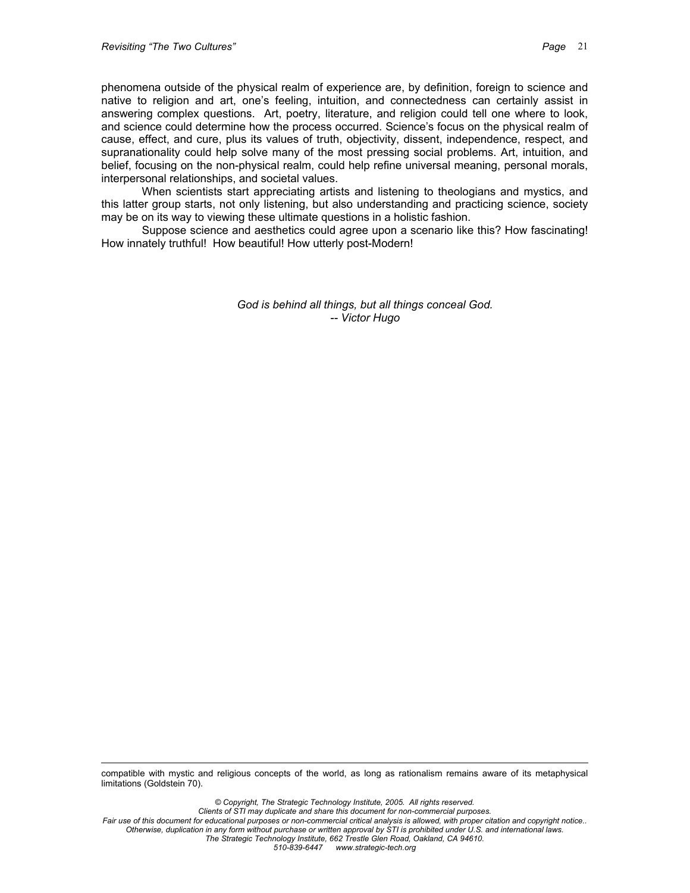phenomena outside of the physical realm of experience are, by definition, foreign to science and native to religion and art, one's feeling, intuition, and connectedness can certainly assist in answering complex questions. Art, poetry, literature, and religion could tell one where to look, and science could determine how the process occurred. Science's focus on the physical realm of cause, effect, and cure, plus its values of truth, objectivity, dissent, independence, respect, and supranationality could help solve many of the most pressing social problems. Art, intuition, and belief, focusing on the non-physical realm, could help refine universal meaning, personal morals, interpersonal relationships, and societal values.

When scientists start appreciating artists and listening to theologians and mystics, and this latter group starts, not only listening, but also understanding and practicing science, society may be on its way to viewing these ultimate questions in a holistic fashion.

Suppose science and aesthetics could agree upon a scenario like this? How fascinating! How innately truthful! How beautiful! How utterly post-Modern!

*God is behind all things, but all things conceal God.*
*-- Victor Hugo*

---

compatible with mystic and religious concepts of the world, as long as rationalism remains aware of its metaphysical limitations (Goldstein 70).

*© Copyright, The Strategic Technology Institute, 2005. All rights reserved.*
*Clients of STI may duplicate and share this document for non-commercial purposes.*
*Fair use of this document for educational purposes or non-commercial critical analysis is allowed, with proper citation and copyright notice..*
*Otherwise, duplication in any form without purchase or written approval by STI is prohibited under U.S. and international laws.*
*The Strategic Technology Institute, 662 Trestle Glen Road, Oakland, CA 94610.*
*510-839-6447 www.strategic-tech.org*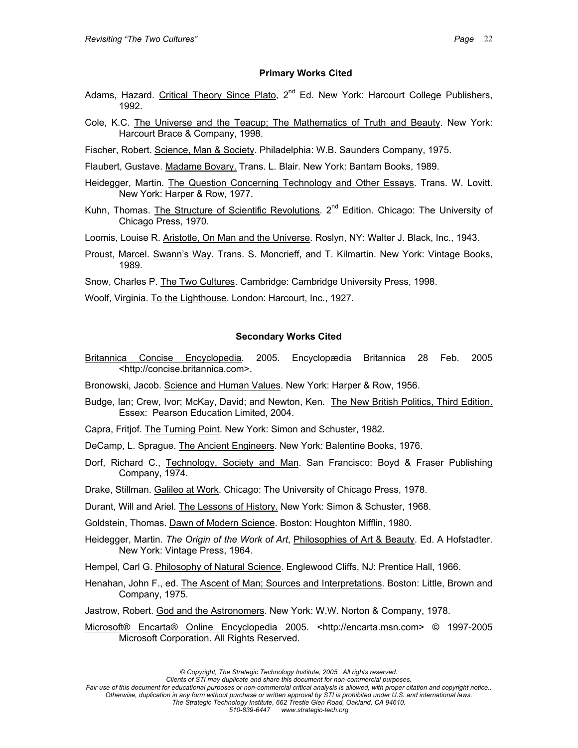### Primary Works Cited

Adams, Hazard. Critical Theory Since Plato, 2nd Ed. New York: Harcourt College Publishers, 1992.

Cole, K.C. The Universe and the Teacup; The Mathematics of Truth and Beauty. New York: Harcourt Brace & Company, 1998.

Fischer, Robert. Science, Man & Society. Philadelphia: W.B. Saunders Company, 1975.

Flaubert, Gustave. Madame Bovary. Trans. L. Blair. New York: Bantam Books, 1989.

Heidegger, Martin. The Question Concerning Technology and Other Essays. Trans. W. Lovitt. New York: Harper & Row, 1977.

Kuhn, Thomas. The Structure of Scientific Revolutions. 2nd Edition. Chicago: The University of Chicago Press, 1970.

Loomis, Louise R. Aristotle, On Man and the Universe. Roslyn, NY: Walter J. Black, Inc., 1943.

Proust, Marcel. Swann's Way. Trans. S. Moncrieff, and T. Kilmartin. New York: Vintage Books, 1989.

Snow, Charles P. The Two Cultures. Cambridge: Cambridge University Press, 1998.

Woolf, Virginia. To the Lighthouse. London: Harcourt, Inc., 1927.

### Secondary Works Cited

Britannica Concise Encyclopedia. 2005. Encyclopædia Britannica 28 Feb. 2005 <http://concise.britannica.com>.

Bronowski, Jacob. Science and Human Values. New York: Harper & Row, 1956.

Budge, Ian; Crew, Ivor; McKay, David; and Newton, Ken. The New British Politics, Third Edition. Essex: Pearson Education Limited, 2004.

Capra, Fritjof. The Turning Point. New York: Simon and Schuster, 1982.

DeCamp, L. Sprague. The Ancient Engineers. New York: Balentine Books, 1976.

Dorf, Richard C., Technology, Society and Man. San Francisco: Boyd & Fraser Publishing Company, 1974.

Drake, Stillman. Galileo at Work. Chicago: The University of Chicago Press, 1978.

Durant, Will and Ariel. The Lessons of History. New York: Simon & Schuster, 1968.

Goldstein, Thomas. Dawn of Modern Science. Boston: Houghton Mifflin, 1980.

Heidegger, Martin. *The Origin of the Work of Art*, Philosophies of Art & Beauty. Ed. A Hofstadter. New York: Vintage Press, 1964.

Hempel, Carl G. Philosophy of Natural Science. Englewood Cliffs, NJ: Prentice Hall, 1966.

Henahan, John F., ed. The Ascent of Man; Sources and Interpretations. Boston: Little, Brown and Company, 1975.

Jastrow, Robert. God and the Astronomers. New York: W.W. Norton & Company, 1978.

Microsoft® Encarta® Online Encyclopedia 2005. <http://encarta.msn.com> © 1997-2005 Microsoft Corporation. All Rights Reserved.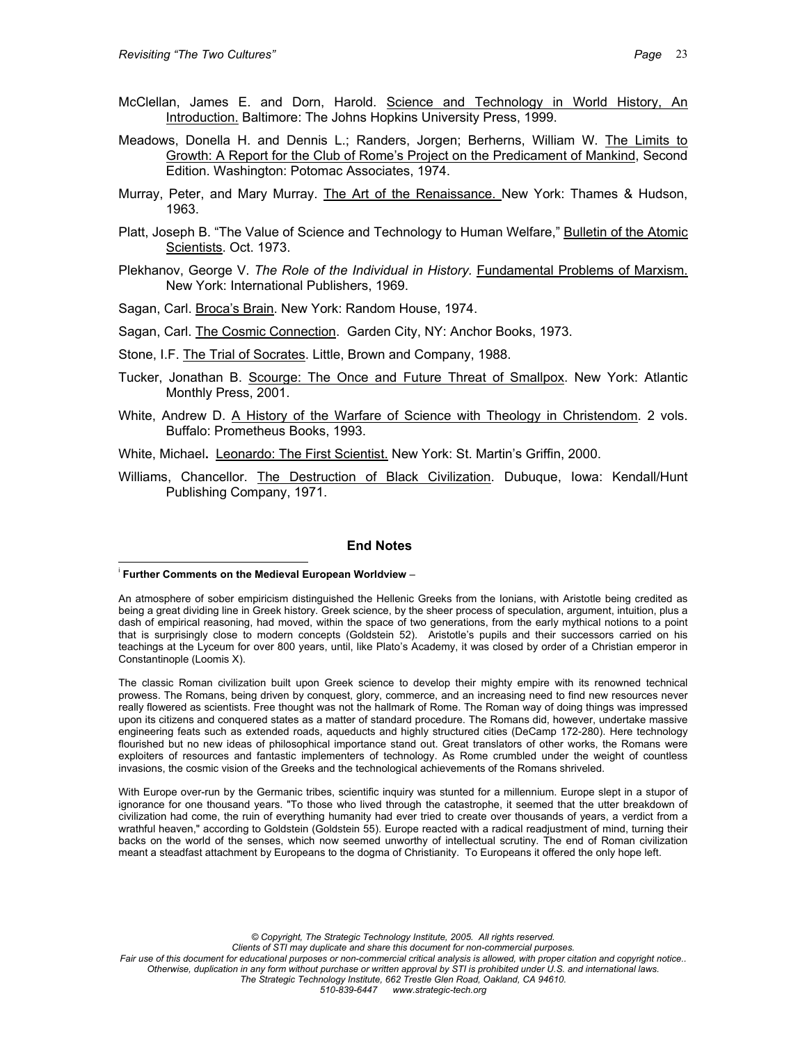McClellan, James E. and Dorn, Harold. Science and Technology in World History, An Introduction. Baltimore: The Johns Hopkins University Press, 1999.

Meadows, Donella H. and Dennis L.; Randers, Jorgen; Berherns, William W. The Limits to Growth: A Report for the Club of Rome's Project on the Predicament of Mankind, Second Edition. Washington: Potomac Associates, 1974.

Murray, Peter, and Mary Murray. The Art of the Renaissance. New York: Thames & Hudson, 1963.

Platt, Joseph B. "The Value of Science and Technology to Human Welfare," Bulletin of the Atomic Scientists. Oct. 1973.

Plekhanov, George V. *The Role of the Individual in History*. Fundamental Problems of Marxism. New York: International Publishers, 1969.

Sagan, Carl. Broca's Brain. New York: Random House, 1974.

Sagan, Carl. The Cosmic Connection. Garden City, NY: Anchor Books, 1973.

Stone, I.F. The Trial of Socrates. Little, Brown and Company, 1988.

Tucker, Jonathan B. Scourge: The Once and Future Threat of Smallpox. New York: Atlantic Monthly Press, 2001.

White, Andrew D. A History of the Warfare of Science with Theology in Christendom. 2 vols. Buffalo: Prometheus Books, 1993.

White, Michael. Leonardo: The First Scientist. New York: St. Martin's Griffin, 2000.

Williams, Chancellor. The Destruction of Black Civilization. Dubuque, Iowa: Kendall/Hunt Publishing Company, 1971.

## End Notes

[i] **Further Comments on the Medieval European Worldview** –

An atmosphere of sober empiricism distinguished the Hellenic Greeks from the Ionians, with Aristotle being credited as being a great dividing line in Greek history. Greek science, by the sheer process of speculation, argument, intuition, plus a dash of empirical reasoning, had moved, within the space of two generations, from the early mythical notions to a point that is surprisingly close to modern concepts (Goldstein 52). Aristotle's pupils and their successors carried on his teachings at the Lyceum for over 800 years, until, like Plato's Academy, it was closed by order of a Christian emperor in Constantinople (Loomis X).

The classic Roman civilization built upon Greek science to develop their mighty empire with its renowned technical prowess. The Romans, being driven by conquest, glory, commerce, and an increasing need to find new resources never really flowered as scientists. Free thought was not the hallmark of Rome. The Roman way of doing things was impressed upon its citizens and conquered states as a matter of standard procedure. The Romans did, however, undertake massive engineering feats such as extended roads, aqueducts and highly structured cities (DeCamp 172-280). Here technology flourished but no new ideas of philosophical importance stand out. Great translators of other works, the Romans were exploiters of resources and fantastic implementers of technology. As Rome crumbled under the weight of countless invasions, the cosmic vision of the Greeks and the technological achievements of the Romans shriveled.

With Europe over-run by the Germanic tribes, scientific inquiry was stunted for a millennium. Europe slept in a stupor of ignorance for one thousand years. "To those who lived through the catastrophe, it seemed that the utter breakdown of civilization had come, the ruin of everything humanity had ever tried to create over thousands of years, a verdict from a wrathful heaven," according to Goldstein (Goldstein 55). Europe reacted with a radical readjustment of mind, turning their backs on the world of the senses, which now seemed unworthy of intellectual scrutiny. The end of Roman civilization meant a steadfast attachment by Europeans to the dogma of Christianity. To Europeans it offered the only hope left.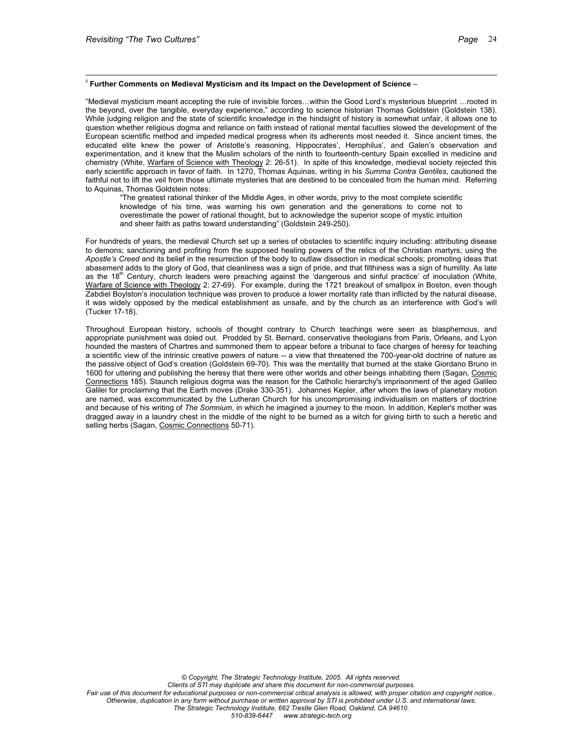[ii] **Further Comments on Medieval Mysticism and its Impact on the Development of Science** –

"Medieval mysticism meant accepting the rule of invisible forces…within the Good Lord's mysterious blueprint …rooted in the beyond, over the tangible, everyday experience," according to science historian Thomas Goldstein (Goldstein 138). While judging religion and the state of scientific knowledge in the hindsight of history is somewhat unfair, it allows one to question whether religious dogma and reliance on faith instead of rational mental faculties slowed the development of the European scientific method and impeded medical progress when its adherents most needed it. Since ancient times, the educated elite knew the power of Aristotle's reasoning, Hippocrates', Herophilus', and Galen's observation and experimentation, and it knew that the Muslim scholars of the ninth to fourteenth-century Spain excelled in medicine and chemistry (White, Warfare of Science with Theology 2: 26-51). In spite of this knowledge, medieval society rejected this early scientific approach in favor of faith. In 1270, Thomas Aquinas, writing in his *Summa Contra Gentiles*, cautioned the faithful not to lift the veil from those ultimate mysteries that are destined to be concealed from the human mind. Referring to Aquinas, Thomas Goldstein notes:

> "The greatest rational thinker of the Middle Ages, in other words, privy to the most complete scientific knowledge of his time, was warning his own generation and the generations to come not to overestimate the power of rational thought, but to acknowledge the superior scope of mystic intuition and sheer faith as paths toward understanding" (Goldstein 249-250).

For hundreds of years, the medieval Church set up a series of obstacles to scientific inquiry including: attributing disease to demons; sanctioning and profiting from the supposed healing powers of the relics of the Christian martyrs; using the *Apostle's Creed* and its belief in the resurrection of the body to outlaw dissection in medical schools; promoting ideas that abasement adds to the glory of God, that cleanliness was a sign of pride, and that filthiness was a sign of humility. As late as the 18th Century, church leaders were preaching against the 'dangerous and sinful practice' of inoculation (White, Warfare of Science with Theology 2: 27-69). For example, during the 1721 breakout of smallpox in Boston, even though Zabdiel Boylston's inoculation technique was proven to produce a lower mortality rate than inflicted by the natural disease, it was widely opposed by the medical establishment as unsafe, and by the church as an interference with God's will (Tucker 17-18).

Throughout European history, schools of thought contrary to Church teachings were seen as blasphemous, and appropriate punishment was doled out. Prodded by St. Bernard, conservative theologians from Paris, Orleans, and Lyon hounded the masters of Chartres and summoned them to appear before a tribunal to face charges of heresy for teaching a scientific view of the intrinsic creative powers of nature -- a view that threatened the 700-year-old doctrine of nature as the passive object of God's creation (Goldstein 69-70). This was the mentality that burned at the stake Giordano Bruno in 1600 for uttering and publishing the heresy that there were other worlds and other beings inhabiting them (Sagan, Cosmic Connections 185). Staunch religious dogma was the reason for the Catholic hierarchy's imprisonment of the aged Galileo Galilei for proclaiming that the Earth moves (Drake 330-351). Johannes Kepler, after whom the laws of planetary motion are named, was excommunicated by the Lutheran Church for his uncompromising individualism on matters of doctrine and because of his writing of *The Somnium*, in which he imagined a journey to the moon. In addition, Kepler's mother was dragged away in a laundry chest in the middle of the night to be burned as a witch for giving birth to such a heretic and selling herbs (Sagan, Cosmic Connections 50-71).

*© Copyright, The Strategic Technology Institute, 2005. All rights reserved.*
*Clients of STI may duplicate and share this document for non-commercial purposes.*
*Fair use of this document for educational purposes or non-commercial critical analysis is allowed, with proper citation and copyright notice..*
*Otherwise, duplication in any form without purchase or written approval by STI is prohibited under U.S. and international laws.*
*The Strategic Technology Institute, 662 Trestle Glen Road, Oakland, CA 94610.*
*510-839-6447 www.strategic-tech.org*